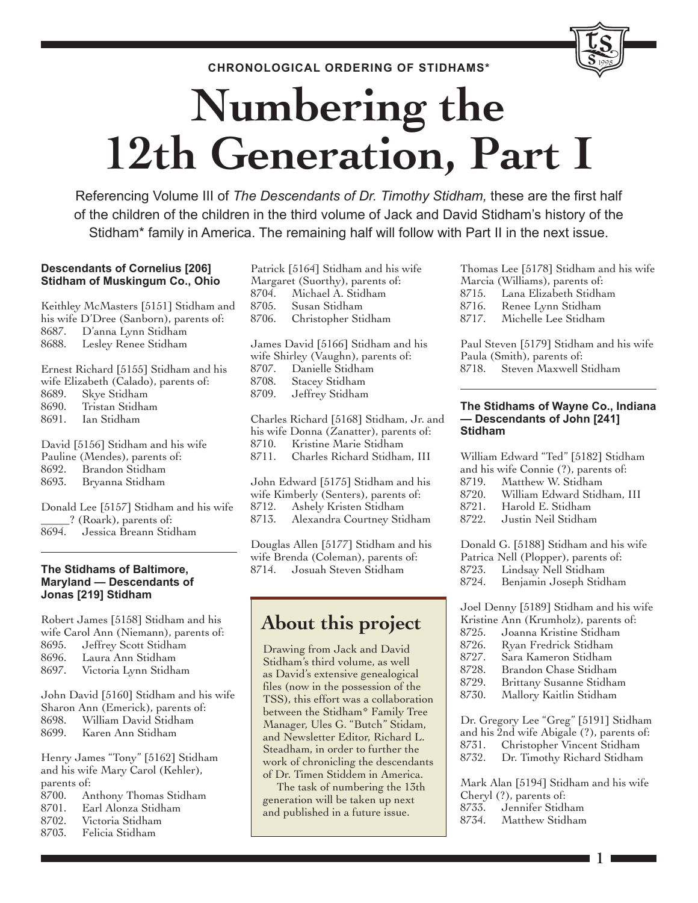CHRONOLOGICAL ORDERING OF STIDHAMS*

# Numbering the 12th Generation, Part I

Referencing Volume III of *The Descendants of Dr. Timothy Stidham,* these are the first half of the children of the children in the third volume of Jack and David Stidham's history of the Stidham* family in America. The remaining half will follow with Part II in the next issue.

### Descendants of Cornelius [206] Stidham of Muskingum Co., Ohio

Keithley McMasters [5151] Stidham and his wife D'Dree (Sanborn), parents of:
8687. D'anna Lynn Stidham
8688. Lesley Renee Stidham

Ernest Richard [5155] Stidham and his wife Elizabeth (Calado), parents of:
8689. Skye Stidham
8690. Tristan Stidham
8691. Ian Stidham

David [5156] Stidham and his wife Pauline (Mendes), parents of:
8692. Brandon Stidham
8693. Bryanna Stidham

Donald Lee [5157] Stidham and his wife _____? (Roark), parents of:
8694. Jessica Breann Stidham

### The Stidhams of Baltimore, Maryland — Descendants of Jonas [219] Stidham

Robert James [5158] Stidham and his wife Carol Ann (Niemann), parents of:
8695. Jeffrey Scott Stidham
8696. Laura Ann Stidham
8697. Victoria Lynn Stidham

John David [5160] Stidham and his wife Sharon Ann (Emerick), parents of:
8698. William David Stidham
8699. Karen Ann Stidham

Henry James "Tony" [5162] Stidham and his wife Mary Carol (Kehler), parents of:
8700. Anthony Thomas Stidham
8701. Earl Alonza Stidham
8702. Victoria Stidham
8703. Felicia Stidham

Patrick [5164] Stidham and his wife Margaret (Suorthy), parents of:
8704. Michael A. Stidham
8705. Susan Stidham
8706. Christopher Stidham

James David [5166] Stidham and his wife Shirley (Vaughn), parents of:
8707. Danielle Stidham
8708. Stacey Stidham
8709. Jeffrey Stidham

Charles Richard [5168] Stidham, Jr. and his wife Donna (Zanatter), parents of:
8710. Kristine Marie Stidham
8711. Charles Richard Stidham, III

John Edward [5175] Stidham and his wife Kimberly (Senters), parents of:
8712. Ashely Kristen Stidham
8713. Alexandra Courtney Stidham

Douglas Allen [5177] Stidham and his wife Brenda (Coleman), parents of:
8714. Josuah Steven Stidham

Thomas Lee [5178] Stidham and his wife Marcia (Williams), parents of:
8715. Lana Elizabeth Stidham
8716. Renee Lynn Stidham
8717. Michelle Lee Stidham

Paul Steven [5179] Stidham and his wife Paula (Smith), parents of:
8718. Steven Maxwell Stidham

### The Stidhams of Wayne Co., Indiana — Descendants of John [241] Stidham

William Edward "Ted" [5182] Stidham and his wife Connie (?), parents of:
8719. Matthew W. Stidham
8720. William Edward Stidham, III
8721. Harold E. Stidham
8722. Justin Neil Stidham

Donald G. [5188] Stidham and his wife Patrica Nell (Plopper), parents of:
8723. Lindsay Nell Stidham
8724. Benjamin Joseph Stidham

Joel Denny [5189] Stidham and his wife Kristine Ann (Krumholz), parents of:
8725. Joanna Kristine Stidham
8726. Ryan Fredrick Stidham
8727. Sara Kameron Stidham
8728. Brandon Chase Stidham
8729. Brittany Susanne Stidham
8730. Mallory Kaitlin Stidham

Dr. Gregory Lee "Greg" [5191] Stidham and his 2nd wife Abigale (?), parents of:
8731. Christopher Vincent Stidham
8732. Dr. Timothy Richard Stidham

Mark Alan [5194] Stidham and his wife Cheryl (?), parents of:
8733. Jennifer Stidham
8734. Matthew Stidham

## About this project

Drawing from Jack and David Stidham's third volume, as well as David's extensive genealogical files (now in the possession of the TSS), this effort was a collaboration between the Stidham* Family Tree Manager, Ules G. "Butch" Stidam, and Newsletter Editor, Richard L. Steadham, in order to further the work of chronicling the descendants of Dr. Timen Stiddem in America.

The task of numbering the 13th generation will be taken up next and published in a future issue.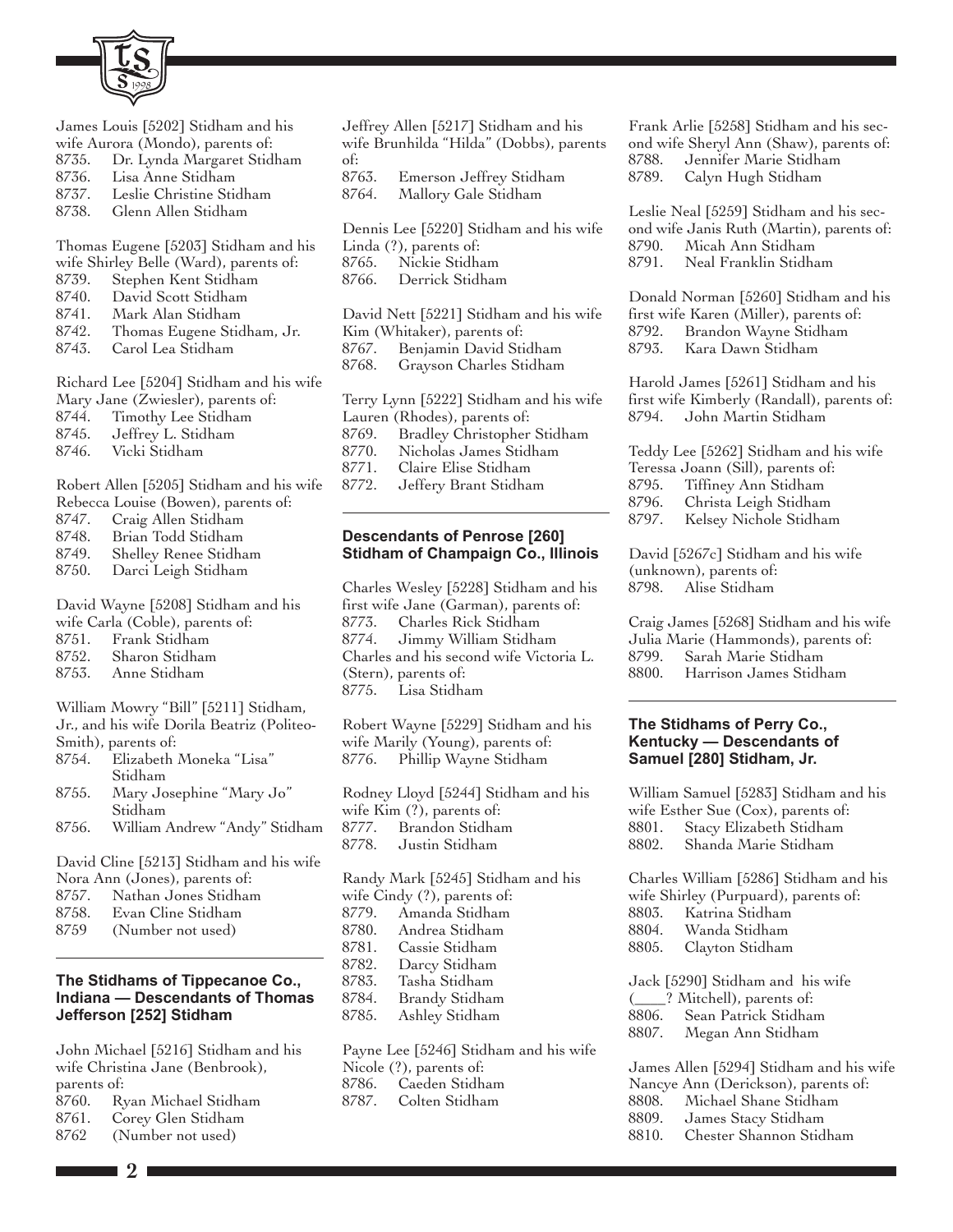James Louis [5202] Stidham and his wife Aurora (Mondo), parents of:
8735. Dr. Lynda Margaret Stidham
8736. Lisa Anne Stidham
8737. Leslie Christine Stidham
8738. Glenn Allen Stidham

Thomas Eugene [5203] Stidham and his wife Shirley Belle (Ward), parents of:
8739. Stephen Kent Stidham
8740. David Scott Stidham
8741. Mark Alan Stidham
8742. Thomas Eugene Stidham, Jr.
8743. Carol Lea Stidham

Richard Lee [5204] Stidham and his wife Mary Jane (Zwiesler), parents of:
8744. Timothy Lee Stidham
8745. Jeffrey L. Stidham
8746. Vicki Stidham

Robert Allen [5205] Stidham and his wife Rebecca Louise (Bowen), parents of:
8747. Craig Allen Stidham
8748. Brian Todd Stidham
8749. Shelley Renee Stidham
8750. Darci Leigh Stidham

David Wayne [5208] Stidham and his wife Carla (Coble), parents of:
8751. Frank Stidham
8752. Sharon Stidham
8753. Anne Stidham

William Mowry "Bill" [5211] Stidham, Jr., and his wife Dorila Beatriz (Politeo-Smith), parents of:
8754. Elizabeth Moneka "Lisa" Stidham
8755. Mary Josephine "Mary Jo" Stidham
8756. William Andrew "Andy" Stidham

David Cline [5213] Stidham and his wife Nora Ann (Jones), parents of:
8757. Nathan Jones Stidham
8758. Evan Cline Stidham
8759 (Number not used)

### The Stidhams of Tippecanoe Co., Indiana — Descendants of Thomas Jefferson [252] Stidham

John Michael [5216] Stidham and his wife Christina Jane (Benbrook), parents of:
8760. Ryan Michael Stidham
8761. Corey Glen Stidham
8762 (Number not used)

Jeffrey Allen [5217] Stidham and his wife Brunhilda "Hilda" (Dobbs), parents of:
8763. Emerson Jeffrey Stidham
8764. Mallory Gale Stidham

Dennis Lee [5220] Stidham and his wife Linda (?), parents of:
8765. Nickie Stidham
8766. Derrick Stidham

David Nett [5221] Stidham and his wife Kim (Whitaker), parents of:
8767. Benjamin David Stidham
8768. Grayson Charles Stidham

Terry Lynn [5222] Stidham and his wife Lauren (Rhodes), parents of:
8769. Bradley Christopher Stidham
8770. Nicholas James Stidham
8771. Claire Elise Stidham
8772. Jeffery Brant Stidham

### Descendants of Penrose [260] Stidham of Champaign Co., Illinois

Charles Wesley [5228] Stidham and his first wife Jane (Garman), parents of:
8773. Charles Rick Stidham
8774. Jimmy William Stidham
Charles and his second wife Victoria L. (Stern), parents of:
8775. Lisa Stidham

Robert Wayne [5229] Stidham and his wife Marily (Young), parents of:
8776. Phillip Wayne Stidham

Rodney Lloyd [5244] Stidham and his wife Kim (?), parents of:
8777. Brandon Stidham
8778. Justin Stidham

Randy Mark [5245] Stidham and his wife Cindy (?), parents of:
8779. Amanda Stidham
8780. Andrea Stidham
8781. Cassie Stidham
8782. Darcy Stidham
8783. Tasha Stidham
8784. Brandy Stidham
8785. Ashley Stidham

Payne Lee [5246] Stidham and his wife Nicole (?), parents of:
8786. Caeden Stidham
8787. Colten Stidham

Frank Arlie [5258] Stidham and his second wife Sheryl Ann (Shaw), parents of:
8788. Jennifer Marie Stidham
8789. Calyn Hugh Stidham

Leslie Neal [5259] Stidham and his second wife Janis Ruth (Martin), parents of:
8790. Micah Ann Stidham
8791. Neal Franklin Stidham

Donald Norman [5260] Stidham and his first wife Karen (Miller), parents of:
8792. Brandon Wayne Stidham
8793. Kara Dawn Stidham

Harold James [5261] Stidham and his first wife Kimberly (Randall), parents of:
8794. John Martin Stidham

Teddy Lee [5262] Stidham and his wife Teressa Joann (Sill), parents of:
8795. Tiffiney Ann Stidham
8796. Christa Leigh Stidham
8797. Kelsey Nichole Stidham

David [5267c] Stidham and his wife (unknown), parents of:
8798. Alise Stidham

Craig James [5268] Stidham and his wife Julia Marie (Hammonds), parents of:
8799. Sarah Marie Stidham
8800. Harrison James Stidham

### The Stidhams of Perry Co., Kentucky — Descendants of Samuel [280] Stidham, Jr.

William Samuel [5283] Stidham and his wife Esther Sue (Cox), parents of:
8801. Stacy Elizabeth Stidham
8802. Shanda Marie Stidham

Charles William [5286] Stidham and his wife Shirley (Purpuard), parents of:
8803. Katrina Stidham
8804. Wanda Stidham
8805. Clayton Stidham

Jack [5290] Stidham and his wife (____? Mitchell), parents of:
8806. Sean Patrick Stidham
8807. Megan Ann Stidham

James Allen [5294] Stidham and his wife Nancye Ann (Derickson), parents of:
8808. Michael Shane Stidham
8809. James Stacy Stidham
8810. Chester Shannon Stidham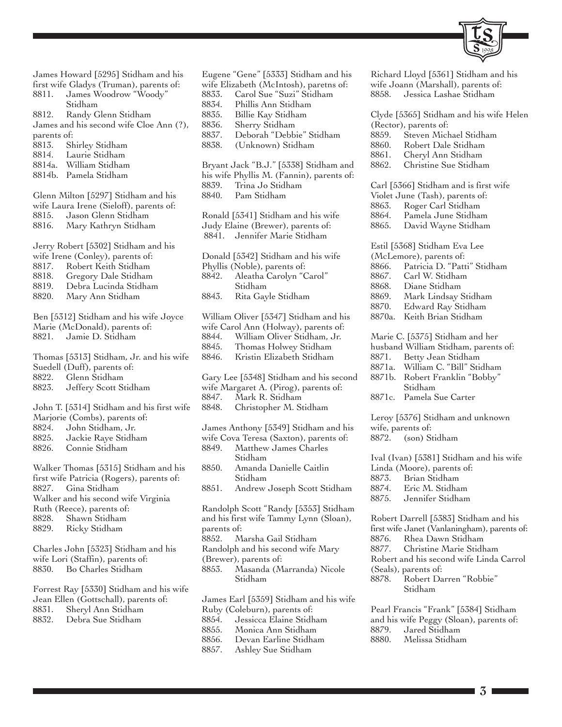James Howard [5295] Stidham and his first wife Gladys (Truman), parents of:
8811. James Woodrow "Woody" Stidham
8812. Randy Glenn Stidham
James and his second wife Cloe Ann (?), parents of:
8813. Shirley Stidham
8814. Laurie Stidham
8814a. William Stidham
8814b. Pamela Stidham

Glenn Milton [5297] Stidham and his wife Laura Irene (Sieloff), parents of:
8815. Jason Glenn Stidham
8816. Mary Kathryn Stidham

Jerry Robert [5302] Stidham and his wife Irene (Conley), parents of:
8817. Robert Keith Stidham
8818. Gregory Dale Stidham
8819. Debra Lucinda Stidham
8820. Mary Ann Stidham

Ben [5312] Stidham and his wife Joyce Marie (McDonald), parents of:
8821. Jamie D. Stidham

Thomas [5313] Stidham, Jr. and his wife Suedell (Duff), parents of:
8822. Glenn Stidham
8823. Jeffery Scott Stidham

John T. [5314] Stidham and his first wife Marjorie (Combs), parents of:
8824. John Stidham, Jr.
8825. Jackie Raye Stidham
8826. Connie Stidham

Walker Thomas [5315] Stidham and his first wife Patricia (Rogers), parents of:
8827. Gina Stidham
Walker and his second wife Virginia Ruth (Reece), parents of:
8828. Shawn Stidham
8829. Ricky Stidham

Charles John [5323] Stidham and his wife Lori (Staffin), parents of:
8830. Bo Charles Stidham

Forrest Ray [5330] Stidham and his wife Jean Ellen (Gottschall), parents of:
8831. Sheryl Ann Stidham
8832. Debra Sue Stidham

Eugene "Gene" [5333] Stidham and his wife Elizabeth (McIntosh), paretns of:
8833. Carol Sue "Suzi" Stidham
8834. Phillis Ann Stidham
8835. Billie Kay Stidham
8836. Sherry Stidham
8837. Deborah "Debbie" Stidham
8838. (Unknown) Stidham

Bryant Jack "B.J." [5338] Stidham and his wife Phyllis M. (Fannin), parents of:
8839. Trina Jo Stidham
8840. Pam Stidham

Ronald [5341] Stidham and his wife Judy Elaine (Brewer), parents of:
8841. Jennifer Marie Stidham

Donald [5342] Stidham and his wife Phyllis (Noble), parents of:
8842. Aleatha Carolyn "Carol" Stidham
8843. Rita Gayle Stidham

William Oliver [5347] Stidham and his wife Carol Ann (Holway), parents of:
8844. William Oliver Stidham, Jr.
8845. Thomas Holwey Stidham
8846. Kristin Elizabeth Stidham

Gary Lee [5348] Stidham and his second wife Margaret A. (Pirog), parents of:
8847. Mark R. Stidham
8848. Christopher M. Stidham

James Anthony [5349] Stidham and his wife Cova Teresa (Saxton), parents of:
8849. Matthew James Charles Stidham
8850. Amanda Danielle Caitlin Stidham
8851. Andrew Joseph Scott Stidham

Randolph Scott "Randy [5353] Stidham and his first wife Tammy Lynn (Sloan), parents of:
8852. Marsha Gail Stidham
Randolph and his second wife Mary (Brewer), parents of:
8853. Masanda (Marranda) Nicole Stidham

James Earl [5359] Stidham and his wife Ruby (Coleburn), parents of:
8854. Jessicca Elaine Stidham
8855. Monica Ann Stidham
8856. Devan Earline Stidham
8857. Ashley Sue Stidham

Richard Lloyd [5361] Stidham and his wife Joann (Marshall), parents of:
8858. Jessica Lashae Stidham

Clyde [5365] Stidham and his wife Helen (Rector), parents of:
8859. Steven Michael Stidham
8860. Robert Dale Stidham
8861. Cheryl Ann Stidham
8862. Christine Sue Stidham

Carl [5366] Stidham and is first wife Violet June (Tash), parents of:
8863. Roger Carl Stidham
8864. Pamela June Stidham
8865. David Wayne Stidham

Estil [5368] Stidham Eva Lee (McLemore), parents of:
8866. Patricia D. "Patti" Stidham
8867. Carl W. Stidham
8868. Diane Stidham
8869. Mark Lindsay Stidham
8870. Edward Ray Stidham
8870a. Keith Brian Stidham

Marie C. [5375] Stidham and her husband William Stidham, parents of:
8871. Betty Jean Stidham
8871a. William C. "Bill" Stidham
8871b. Robert Franklin "Bobby" Stidham
8871c. Pamela Sue Carter

Leroy [5376] Stidham and unknown wife, parents of:
8872. (son) Stidham

Ival (Ivan) [5381] Stidham and his wife Linda (Moore), parents of:
8873. Brian Stidham
8874. Eric M. Stidham
8875. Jennifer Stidham

Robert Darrell [5383] Stidham and his first wife Janet (Vanlaningham), parents of:
8876. Rhea Dawn Stidham
8877. Christine Marie Stidham
Robert and his second wife Linda Carrol (Seals), parents of:
8878. Robert Darren "Robbie" Stidham

Pearl Francis "Frank" [5384] Stidham and his wife Peggy (Sloan), parents of:
8879. Jared Stidham
8880. Melissa Stidham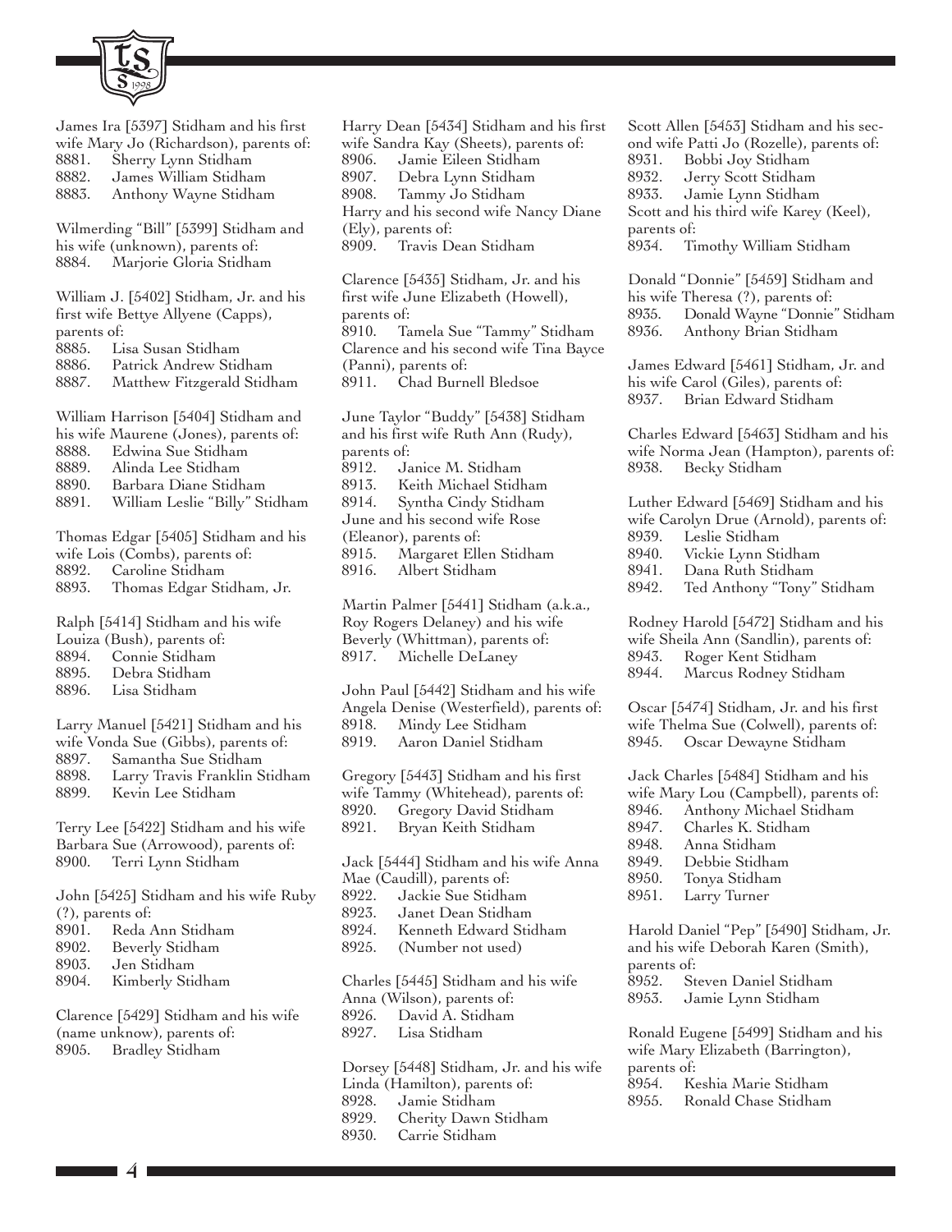James Ira [5397] Stidham and his first wife Mary Jo (Richardson), parents of:
8881. Sherry Lynn Stidham
8882. James William Stidham
8883. Anthony Wayne Stidham

Wilmerding "Bill" [5399] Stidham and his wife (unknown), parents of:
8884. Marjorie Gloria Stidham

William J. [5402] Stidham, Jr. and his first wife Bettye Allyene (Capps), parents of:
8885. Lisa Susan Stidham
8886. Patrick Andrew Stidham
8887. Matthew Fitzgerald Stidham

William Harrison [5404] Stidham and his wife Maurene (Jones), parents of:
8888. Edwina Sue Stidham
8889. Alinda Lee Stidham
8890. Barbara Diane Stidham
8891. William Leslie "Billy" Stidham

Thomas Edgar [5405] Stidham and his wife Lois (Combs), parents of:
8892. Caroline Stidham
8893. Thomas Edgar Stidham, Jr.

Ralph [5414] Stidham and his wife Louiza (Bush), parents of:
8894. Connie Stidham
8895. Debra Stidham
8896. Lisa Stidham

Larry Manuel [5421] Stidham and his wife Vonda Sue (Gibbs), parents of:
8897. Samantha Sue Stidham
8898. Larry Travis Franklin Stidham
8899. Kevin Lee Stidham

Terry Lee [5422] Stidham and his wife Barbara Sue (Arrowood), parents of:
8900. Terri Lynn Stidham

John [5425] Stidham and his wife Ruby (?), parents of:
8901. Reda Ann Stidham
8902. Beverly Stidham
8903. Jen Stidham
8904. Kimberly Stidham

Clarence [5429] Stidham and his wife (name unknow), parents of:
8905. Bradley Stidham

Harry Dean [5434] Stidham and his first wife Sandra Kay (Sheets), parents of:
8906. Jamie Eileen Stidham
8907. Debra Lynn Stidham
8908. Tammy Jo Stidham
Harry and his second wife Nancy Diane (Ely), parents of:
8909. Travis Dean Stidham

Clarence [5435] Stidham, Jr. and his first wife June Elizabeth (Howell), parents of:
8910. Tamela Sue "Tammy" Stidham
Clarence and his second wife Tina Bayce (Panni), parents of:
8911. Chad Burnell Bledsoe

June Taylor "Buddy" [5438] Stidham and his first wife Ruth Ann (Rudy), parents of:
8912. Janice M. Stidham
8913. Keith Michael Stidham
8914. Syntha Cindy Stidham
June and his second wife Rose (Eleanor), parents of:
8915. Margaret Ellen Stidham
8916. Albert Stidham

Martin Palmer [5441] Stidham (a.k.a., Roy Rogers Delaney) and his wife Beverly (Whittman), parents of:
8917. Michelle DeLaney

John Paul [5442] Stidham and his wife Angela Denise (Westerfield), parents of:
8918. Mindy Lee Stidham
8919. Aaron Daniel Stidham

Gregory [5443] Stidham and his first wife Tammy (Whitehead), parents of:
8920. Gregory David Stidham
8921. Bryan Keith Stidham

Jack [5444] Stidham and his wife Anna Mae (Caudill), parents of:
8922. Jackie Sue Stidham
8923. Janet Dean Stidham
8924. Kenneth Edward Stidham
8925. (Number not used)

Charles [5445] Stidham and his wife Anna (Wilson), parents of:
8926. David A. Stidham
8927. Lisa Stidham

Dorsey [5448] Stidham, Jr. and his wife Linda (Hamilton), parents of:
8928. Jamie Stidham
8929. Cherity Dawn Stidham
8930. Carrie Stidham

Scott Allen [5453] Stidham and his second wife Patti Jo (Rozelle), parents of:
8931. Bobbi Joy Stidham
8932. Jerry Scott Stidham
8933. Jamie Lynn Stidham
Scott and his third wife Karey (Keel), parents of:
8934. Timothy William Stidham

Donald "Donnie" [5459] Stidham and his wife Theresa (?), parents of:
8935. Donald Wayne "Donnie" Stidham
8936. Anthony Brian Stidham

James Edward [5461] Stidham, Jr. and his wife Carol (Giles), parents of:
8937. Brian Edward Stidham

Charles Edward [5463] Stidham and his wife Norma Jean (Hampton), parents of:
8938. Becky Stidham

Luther Edward [5469] Stidham and his wife Carolyn Drue (Arnold), parents of:
8939. Leslie Stidham
8940. Vickie Lynn Stidham
8941. Dana Ruth Stidham
8942. Ted Anthony "Tony" Stidham

Rodney Harold [5472] Stidham and his wife Sheila Ann (Sandlin), parents of:
8943. Roger Kent Stidham
8944. Marcus Rodney Stidham

Oscar [5474] Stidham, Jr. and his first wife Thelma Sue (Colwell), parents of:
8945. Oscar Dewayne Stidham

Jack Charles [5484] Stidham and his wife Mary Lou (Campbell), parents of:
8946. Anthony Michael Stidham
8947. Charles K. Stidham
8948. Anna Stidham
8949. Debbie Stidham
8950. Tonya Stidham
8951. Larry Turner

Harold Daniel "Pep" [5490] Stidham, Jr. and his wife Deborah Karen (Smith), parents of:
8952. Steven Daniel Stidham
8953. Jamie Lynn Stidham

Ronald Eugene [5499] Stidham and his wife Mary Elizabeth (Barrington), parents of:
8954. Keshia Marie Stidham
8955. Ronald Chase Stidham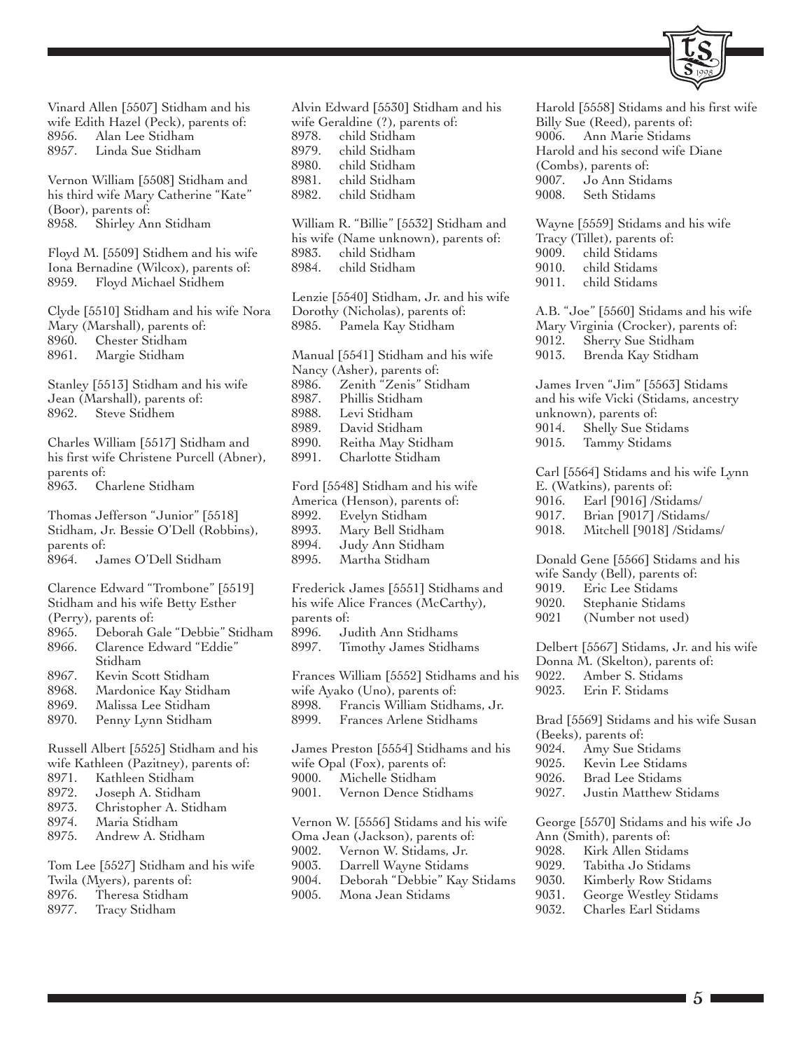Vinard Allen [5507] Stidham and his wife Edith Hazel (Peck), parents of:
8956. Alan Lee Stidham
8957. Linda Sue Stidham

Vernon William [5508] Stidham and his third wife Mary Catherine "Kate" (Boor), parents of:
8958. Shirley Ann Stidham

Floyd M. [5509] Stidhem and his wife Iona Bernadine (Wilcox), parents of:
8959. Floyd Michael Stidhem

Clyde [5510] Stidham and his wife Nora Mary (Marshall), parents of:
8960. Chester Stidham
8961. Margie Stidham

Stanley [5513] Stidham and his wife Jean (Marshall), parents of:
8962. Steve Stidhem

Charles William [5517] Stidham and his first wife Christene Purcell (Abner), parents of:
8963. Charlene Stidham

Thomas Jefferson "Junior" [5518] Stidham, Jr. Bessie O'Dell (Robbins), parents of:
8964. James O'Dell Stidham

Clarence Edward "Trombone" [5519] Stidham and his wife Betty Esther (Perry), parents of:
8965. Deborah Gale "Debbie" Stidham
8966. Clarence Edward "Eddie" Stidham
8967. Kevin Scott Stidham
8968. Mardonice Kay Stidham
8969. Malissa Lee Stidham
8970. Penny Lynn Stidham

Russell Albert [5525] Stidham and his wife Kathleen (Pazitney), parents of:
8971. Kathleen Stidham
8972. Joseph A. Stidham
8973. Christopher A. Stidham
8974. Maria Stidham
8975. Andrew A. Stidham

Tom Lee [5527] Stidham and his wife Twila (Myers), parents of:
8976. Theresa Stidham
8977. Tracy Stidham

Alvin Edward [5530] Stidham and his wife Geraldine (?), parents of:
8978. child Stidham
8979. child Stidham
8980. child Stidham
8981. child Stidham
8982. child Stidham

William R. "Billie" [5532] Stidham and his wife (Name unknown), parents of:
8983. child Stidham
8984. child Stidham

Lenzie [5540] Stidham, Jr. and his wife Dorothy (Nicholas), parents of:
8985. Pamela Kay Stidham

Manual [5541] Stidham and his wife Nancy (Asher), parents of:
8986. Zenith "Zenis" Stidham
8987. Phillis Stidham
8988. Levi Stidham
8989. David Stidham
8990. Reitha May Stidham
8991. Charlotte Stidham

Ford [5548] Stidham and his wife America (Henson), parents of:
8992. Evelyn Stidham
8993. Mary Bell Stidham
8994. Judy Ann Stidham
8995. Martha Stidham

Frederick James [5551] Stidhams and his wife Alice Frances (McCarthy), parents of:
8996. Judith Ann Stidhams
8997. Timothy James Stidhams

Frances William [5552] Stidhams and his wife Ayako (Uno), parents of:
8998. Francis William Stidhams, Jr.
8999. Frances Arlene Stidhams

James Preston [5554] Stidhams and his wife Opal (Fox), parents of:
9000. Michelle Stidham
9001. Vernon Dence Stidhams

Vernon W. [5556] Stidams and his wife Oma Jean (Jackson), parents of:
9002. Vernon W. Stidams, Jr.
9003. Darrell Wayne Stidams
9004. Deborah "Debbie" Kay Stidams
9005. Mona Jean Stidams

Harold [5558] Stidams and his first wife Billy Sue (Reed), parents of:
9006. Ann Marie Stidams
Harold and his second wife Diane (Combs), parents of:
9007. Jo Ann Stidams
9008. Seth Stidams

Wayne [5559] Stidams and his wife Tracy (Tillet), parents of:
9009. child Stidams
9010. child Stidams
9011. child Stidams

A.B. "Joe" [5560] Stidams and his wife Mary Virginia (Crocker), parents of:
9012. Sherry Sue Stidham
9013. Brenda Kay Stidham

James Irven "Jim" [5563] Stidams and his wife Vicki (Stidams, ancestry unknown), parents of:
9014. Shelly Sue Stidams
9015. Tammy Stidams

Carl [5564] Stidams and his wife Lynn E. (Watkins), parents of:
9016. Earl [9016] /Stidams/
9017. Brian [9017] /Stidams/
9018. Mitchell [9018] /Stidams/

Donald Gene [5566] Stidams and his wife Sandy (Bell), parents of:
9019. Eric Lee Stidams
9020. Stephanie Stidams
9021 (Number not used)

Delbert [5567] Stidams, Jr. and his wife Donna M. (Skelton), parents of:
9022. Amber S. Stidams
9023. Erin F. Stidams

Brad [5569] Stidams and his wife Susan (Beeks), parents of:
9024. Amy Sue Stidams
9025. Kevin Lee Stidams
9026. Brad Lee Stidams
9027. Justin Matthew Stidams

George [5570] Stidams and his wife Jo Ann (Smith), parents of:
9028. Kirk Allen Stidams
9029. Tabitha Jo Stidams
9030. Kimberly Row Stidams
9031. George Westley Stidams
9032. Charles Earl Stidams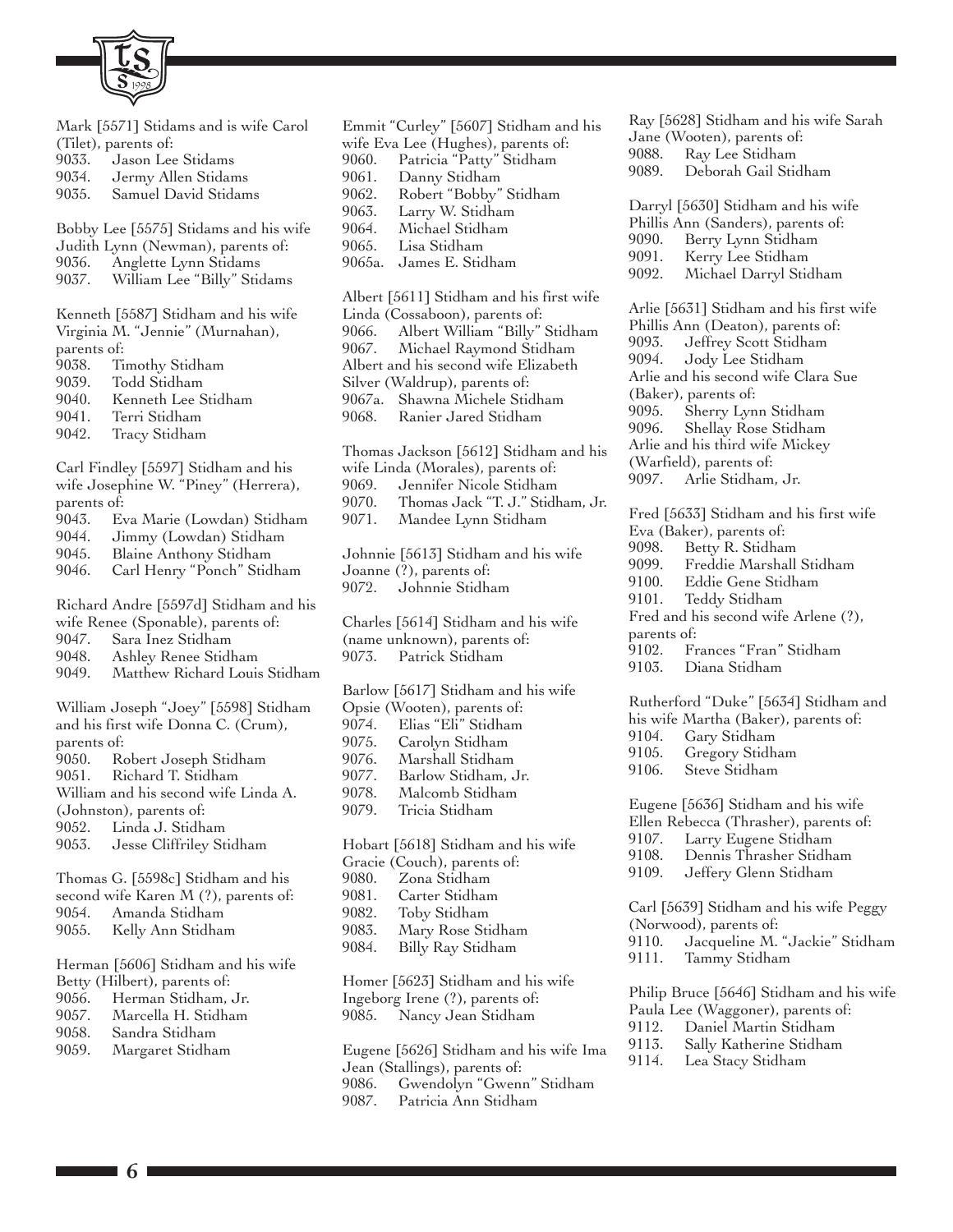Mark [5571] Stidams and is wife Carol (Tilet), parents of:
9033. Jason Lee Stidams
9034. Jermy Allen Stidams
9035. Samuel David Stidams

Bobby Lee [5575] Stidams and his wife Judith Lynn (Newman), parents of:
9036. Anglette Lynn Stidams
9037. William Lee "Billy" Stidams

Kenneth [5587] Stidham and his wife Virginia M. "Jennie" (Murnahan), parents of:
9038. Timothy Stidham
9039. Todd Stidham
9040. Kenneth Lee Stidham
9041. Terri Stidham
9042. Tracy Stidham

Carl Findley [5597] Stidham and his wife Josephine W. "Piney" (Herrera), parents of:
9043. Eva Marie (Lowdan) Stidham
9044. Jimmy (Lowdan) Stidham
9045. Blaine Anthony Stidham
9046. Carl Henry "Ponch" Stidham

Richard Andre [5597d] Stidham and his wife Renee (Sponable), parents of:
9047. Sara Inez Stidham
9048. Ashley Renee Stidham
9049. Matthew Richard Louis Stidham

William Joseph "Joey" [5598] Stidham and his first wife Donna C. (Crum), parents of:
9050. Robert Joseph Stidham
9051. Richard T. Stidham
William and his second wife Linda A. (Johnston), parents of:
9052. Linda J. Stidham
9053. Jesse Cliffriley Stidham

Thomas G. [5598c] Stidham and his second wife Karen M (?), parents of:
9054. Amanda Stidham
9055. Kelly Ann Stidham

Herman [5606] Stidham and his wife Betty (Hilbert), parents of:
9056. Herman Stidham, Jr.
9057. Marcella H. Stidham
9058. Sandra Stidham
9059. Margaret Stidham

Emmit "Curley" [5607] Stidham and his wife Eva Lee (Hughes), parents of:
9060. Patricia "Patty" Stidham
9061. Danny Stidham
9062. Robert "Bobby" Stidham
9063. Larry W. Stidham
9064. Michael Stidham
9065. Lisa Stidham
9065a. James E. Stidham

Albert [5611] Stidham and his first wife Linda (Cossaboon), parents of:
9066. Albert William "Billy" Stidham
9067. Michael Raymond Stidham
Albert and his second wife Elizabeth Silver (Waldrup), parents of:
9067a. Shawna Michele Stidham
9068. Ranier Jared Stidham

Thomas Jackson [5612] Stidham and his wife Linda (Morales), parents of:
9069. Jennifer Nicole Stidham
9070. Thomas Jack "T. J." Stidham, Jr.
9071. Mandee Lynn Stidham

Johnnie [5613] Stidham and his wife Joanne (?), parents of:
9072. Johnnie Stidham

Charles [5614] Stidham and his wife (name unknown), parents of:
9073. Patrick Stidham

Barlow [5617] Stidham and his wife Opsie (Wooten), parents of:
9074. Elias "Eli" Stidham
9075. Carolyn Stidham
9076. Marshall Stidham
9077. Barlow Stidham, Jr.
9078. Malcomb Stidham
9079. Tricia Stidham

Hobart [5618] Stidham and his wife Gracie (Couch), parents of:
9080. Zona Stidham
9081. Carter Stidham
9082. Toby Stidham
9083. Mary Rose Stidham
9084. Billy Ray Stidham

Homer [5623] Stidham and his wife Ingeborg Irene (?), parents of:
9085. Nancy Jean Stidham

Eugene [5626] Stidham and his wife Ima Jean (Stallings), parents of:
9086. Gwendolyn "Gwenn" Stidham
9087. Patricia Ann Stidham

Ray [5628] Stidham and his wife Sarah Jane (Wooten), parents of:
9088. Ray Lee Stidham
9089. Deborah Gail Stidham

Darryl [5630] Stidham and his wife Phillis Ann (Sanders), parents of:
9090. Berry Lynn Stidham
9091. Kerry Lee Stidham
9092. Michael Darryl Stidham

Arlie [5631] Stidham and his first wife Phillis Ann (Deaton), parents of:
9093. Jeffrey Scott Stidham
9094. Jody Lee Stidham
Arlie and his second wife Clara Sue (Baker), parents of:
9095. Sherry Lynn Stidham
9096. Shellay Rose Stidham
Arlie and his third wife Mickey (Warfield), parents of:
9097. Arlie Stidham, Jr.

Fred [5633] Stidham and his first wife Eva (Baker), parents of:
9098. Betty R. Stidham
9099. Freddie Marshall Stidham
9100. Eddie Gene Stidham
9101. Teddy Stidham
Fred and his second wife Arlene (?), parents of:
9102. Frances "Fran" Stidham
9103. Diana Stidham

Rutherford "Duke" [5634] Stidham and his wife Martha (Baker), parents of:
9104. Gary Stidham
9105. Gregory Stidham
9106. Steve Stidham

Eugene [5636] Stidham and his wife Ellen Rebecca (Thrasher), parents of:
9107. Larry Eugene Stidham
9108. Dennis Thrasher Stidham
9109. Jeffery Glenn Stidham

Carl [5639] Stidham and his wife Peggy (Norwood), parents of:
9110. Jacqueline M. "Jackie" Stidham
9111. Tammy Stidham

Philip Bruce [5646] Stidham and his wife Paula Lee (Waggoner), parents of:
9112. Daniel Martin Stidham
9113. Sally Katherine Stidham
9114. Lea Stacy Stidham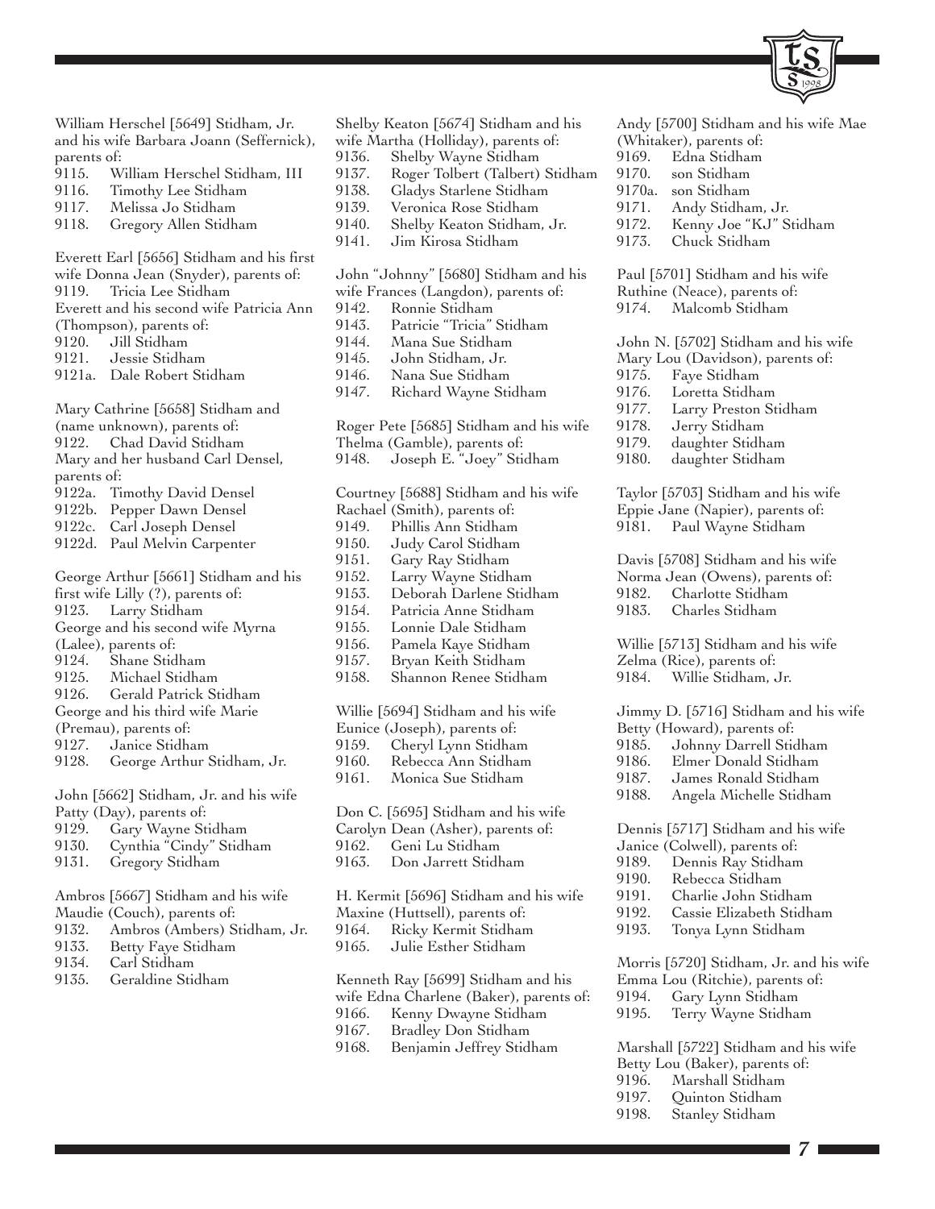William Herschel [5649] Stidham, Jr. and his wife Barbara Joann (Seffernick), parents of:
9115. William Herschel Stidham, III
9116. Timothy Lee Stidham
9117. Melissa Jo Stidham
9118. Gregory Allen Stidham

Everett Earl [5656] Stidham and his first wife Donna Jean (Snyder), parents of:
9119. Tricia Lee Stidham
Everett and his second wife Patricia Ann (Thompson), parents of:
9120. Jill Stidham
9121. Jessie Stidham
9121a. Dale Robert Stidham

Mary Cathrine [5658] Stidham and (name unknown), parents of:
9122. Chad David Stidham
Mary and her husband Carl Densel, parents of:
9122a. Timothy David Densel
9122b. Pepper Dawn Densel
9122c. Carl Joseph Densel
9122d. Paul Melvin Carpenter

George Arthur [5661] Stidham and his first wife Lilly (?), parents of:
9123. Larry Stidham
George and his second wife Myrna (Lalee), parents of:
9124. Shane Stidham
9125. Michael Stidham
9126. Gerald Patrick Stidham
George and his third wife Marie (Premau), parents of:
9127. Janice Stidham
9128. George Arthur Stidham, Jr.

John [5662] Stidham, Jr. and his wife Patty (Day), parents of:
9129. Gary Wayne Stidham
9130. Cynthia "Cindy" Stidham
9131. Gregory Stidham

Ambros [5667] Stidham and his wife Maudie (Couch), parents of:
9132. Ambros (Ambers) Stidham, Jr.
9133. Betty Faye Stidham
9134. Carl Stidham
9135. Geraldine Stidham

Shelby Keaton [5674] Stidham and his wife Martha (Holliday), parents of:
9136. Shelby Wayne Stidham
9137. Roger Tolbert (Talbert) Stidham
9138. Gladys Starlene Stidham
9139. Veronica Rose Stidham
9140. Shelby Keaton Stidham, Jr.
9141. Jim Kirosa Stidham

John "Johnny" [5680] Stidham and his wife Frances (Langdon), parents of:
9142. Ronnie Stidham
9143. Patricie "Tricia" Stidham
9144. Mana Sue Stidham
9145. John Stidham, Jr.
9146. Nana Sue Stidham
9147. Richard Wayne Stidham

Roger Pete [5685] Stidham and his wife Thelma (Gamble), parents of:
9148. Joseph E. "Joey" Stidham

Courtney [5688] Stidham and his wife Rachael (Smith), parents of:
9149. Phillis Ann Stidham
9150. Judy Carol Stidham
9151. Gary Ray Stidham
9152. Larry Wayne Stidham
9153. Deborah Darlene Stidham
9154. Patricia Anne Stidham
9155. Lonnie Dale Stidham
9156. Pamela Kaye Stidham
9157. Bryan Keith Stidham
9158. Shannon Renee Stidham

Willie [5694] Stidham and his wife Eunice (Joseph), parents of:
9159. Cheryl Lynn Stidham
9160. Rebecca Ann Stidham
9161. Monica Sue Stidham

Don C. [5695] Stidham and his wife Carolyn Dean (Asher), parents of:
9162. Geni Lu Stidham
9163. Don Jarrett Stidham

H. Kermit [5696] Stidham and his wife Maxine (Huttsell), parents of:
9164. Ricky Kermit Stidham
9165. Julie Esther Stidham

Kenneth Ray [5699] Stidham and his wife Edna Charlene (Baker), parents of:
9166. Kenny Dwayne Stidham
9167. Bradley Don Stidham
9168. Benjamin Jeffrey Stidham

Andy [5700] Stidham and his wife Mae (Whitaker), parents of:
9169. Edna Stidham
9170. son Stidham
9170a. son Stidham
9171. Andy Stidham, Jr.
9172. Kenny Joe "KJ" Stidham
9173. Chuck Stidham

Paul [5701] Stidham and his wife Ruthine (Neace), parents of:
9174. Malcomb Stidham

John N. [5702] Stidham and his wife Mary Lou (Davidson), parents of:
9175. Faye Stidham
9176. Loretta Stidham
9177. Larry Preston Stidham
9178. Jerry Stidham
9179. daughter Stidham
9180. daughter Stidham

Taylor [5703] Stidham and his wife Eppie Jane (Napier), parents of:
9181. Paul Wayne Stidham

Davis [5708] Stidham and his wife Norma Jean (Owens), parents of:
9182. Charlotte Stidham
9183. Charles Stidham

Willie [5713] Stidham and his wife Zelma (Rice), parents of:
9184. Willie Stidham, Jr.

Jimmy D. [5716] Stidham and his wife Betty (Howard), parents of:
9185. Johnny Darrell Stidham
9186. Elmer Donald Stidham
9187. James Ronald Stidham
9188. Angela Michelle Stidham

Dennis [5717] Stidham and his wife Janice (Colwell), parents of:
9189. Dennis Ray Stidham
9190. Rebecca Stidham
9191. Charlie John Stidham
9192. Cassie Elizabeth Stidham
9193. Tonya Lynn Stidham

Morris [5720] Stidham, Jr. and his wife Emma Lou (Ritchie), parents of:
9194. Gary Lynn Stidham
9195. Terry Wayne Stidham

Marshall [5722] Stidham and his wife Betty Lou (Baker), parents of:
9196. Marshall Stidham
9197. Quinton Stidham
9198. Stanley Stidham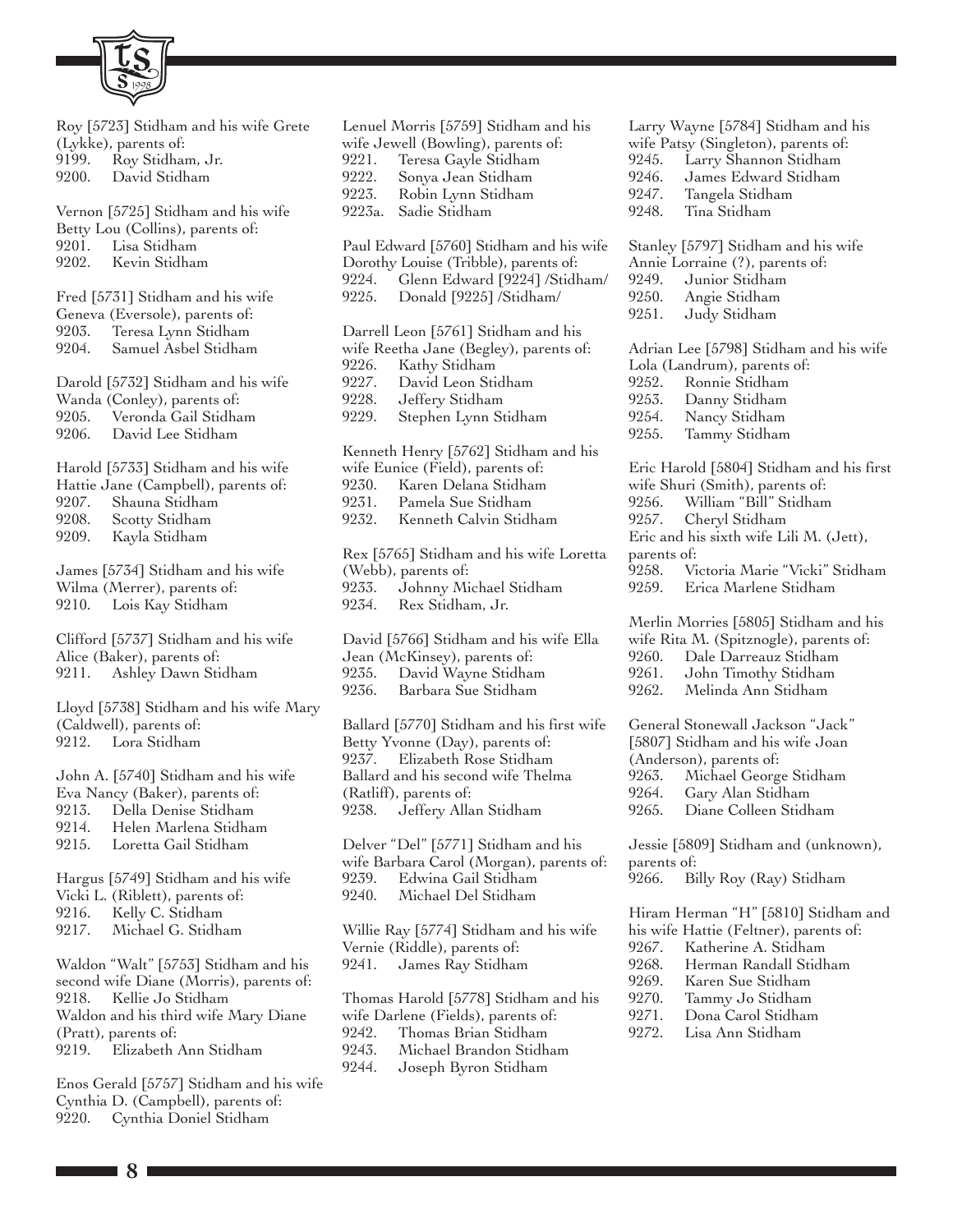Roy [5723] Stidham and his wife Grete (Lykke), parents of:
9199. Roy Stidham, Jr.
9200. David Stidham

Vernon [5725] Stidham and his wife Betty Lou (Collins), parents of:
9201. Lisa Stidham
9202. Kevin Stidham

Fred [5731] Stidham and his wife Geneva (Eversole), parents of:
9203. Teresa Lynn Stidham
9204. Samuel Asbel Stidham

Darold [5732] Stidham and his wife Wanda (Conley), parents of:
9205. Veronda Gail Stidham
9206. David Lee Stidham

Harold [5733] Stidham and his wife Hattie Jane (Campbell), parents of:
9207. Shauna Stidham
9208. Scotty Stidham
9209. Kayla Stidham

James [5734] Stidham and his wife Wilma (Merrer), parents of:
9210. Lois Kay Stidham

Clifford [5737] Stidham and his wife Alice (Baker), parents of:
9211. Ashley Dawn Stidham

Lloyd [5738] Stidham and his wife Mary (Caldwell), parents of:
9212. Lora Stidham

John A. [5740] Stidham and his wife Eva Nancy (Baker), parents of:
9213. Della Denise Stidham
9214. Helen Marlena Stidham
9215. Loretta Gail Stidham

Hargus [5749] Stidham and his wife Vicki L. (Riblett), parents of:
9216. Kelly C. Stidham
9217. Michael G. Stidham

Waldon "Walt" [5753] Stidham and his second wife Diane (Morris), parents of:
9218. Kellie Jo Stidham
Waldon and his third wife Mary Diane (Pratt), parents of:
9219. Elizabeth Ann Stidham

Enos Gerald [5757] Stidham and his wife Cynthia D. (Campbell), parents of:
9220. Cynthia Doniel Stidham

Lenuel Morris [5759] Stidham and his wife Jewell (Bowling), parents of:
9221. Teresa Gayle Stidham
9222. Sonya Jean Stidham
9223. Robin Lynn Stidham
9223a. Sadie Stidham

Paul Edward [5760] Stidham and his wife Dorothy Louise (Tribble), parents of:
9224. Glenn Edward [9224] /Stidham/
9225. Donald [9225] /Stidham/

Darrell Leon [5761] Stidham and his wife Reetha Jane (Begley), parents of:
9226. Kathy Stidham
9227. David Leon Stidham
9228. Jeffery Stidham
9229. Stephen Lynn Stidham

Kenneth Henry [5762] Stidham and his wife Eunice (Field), parents of:
9230. Karen Delana Stidham
9231. Pamela Sue Stidham
9232. Kenneth Calvin Stidham

Rex [5765] Stidham and his wife Loretta (Webb), parents of:
9233. Johnny Michael Stidham
9234. Rex Stidham, Jr.

David [5766] Stidham and his wife Ella Jean (McKinsey), parents of:
9235. David Wayne Stidham
9236. Barbara Sue Stidham

Ballard [5770] Stidham and his first wife Betty Yvonne (Day), parents of:
9237. Elizabeth Rose Stidham
Ballard and his second wife Thelma (Ratliff), parents of:
9238. Jeffery Allan Stidham

Delver "Del" [5771] Stidham and his wife Barbara Carol (Morgan), parents of:
9239. Edwina Gail Stidham
9240. Michael Del Stidham

Willie Ray [5774] Stidham and his wife Vernie (Riddle), parents of:
9241. James Ray Stidham

Thomas Harold [5778] Stidham and his wife Darlene (Fields), parents of:
9242. Thomas Brian Stidham
9243. Michael Brandon Stidham
9244. Joseph Byron Stidham

Larry Wayne [5784] Stidham and his wife Patsy (Singleton), parents of:
9245. Larry Shannon Stidham
9246. James Edward Stidham
9247. Tangela Stidham
9248. Tina Stidham

Stanley [5797] Stidham and his wife Annie Lorraine (?), parents of:
9249. Junior Stidham
9250. Angie Stidham
9251. Judy Stidham

Adrian Lee [5798] Stidham and his wife Lola (Landrum), parents of:
9252. Ronnie Stidham
9253. Danny Stidham
9254. Nancy Stidham
9255. Tammy Stidham

Eric Harold [5804] Stidham and his first wife Shuri (Smith), parents of:
9256. William "Bill" Stidham
9257. Cheryl Stidham
Eric and his sixth wife Lili M. (Jett), parents of:
9258. Victoria Marie "Vicki" Stidham
9259. Erica Marlene Stidham

Merlin Morries [5805] Stidham and his wife Rita M. (Spitznogle), parents of:
9260. Dale Darreauz Stidham
9261. John Timothy Stidham
9262. Melinda Ann Stidham

General Stonewall Jackson "Jack" [5807] Stidham and his wife Joan (Anderson), parents of:
9263. Michael George Stidham
9264. Gary Alan Stidham
9265. Diane Colleen Stidham

Jessie [5809] Stidham and (unknown), parents of:
9266. Billy Roy (Ray) Stidham

Hiram Herman "H" [5810] Stidham and his wife Hattie (Feltner), parents of:
9267. Katherine A. Stidham
9268. Herman Randall Stidham
9269. Karen Sue Stidham
9270. Tammy Jo Stidham
9271. Dona Carol Stidham
9272. Lisa Ann Stidham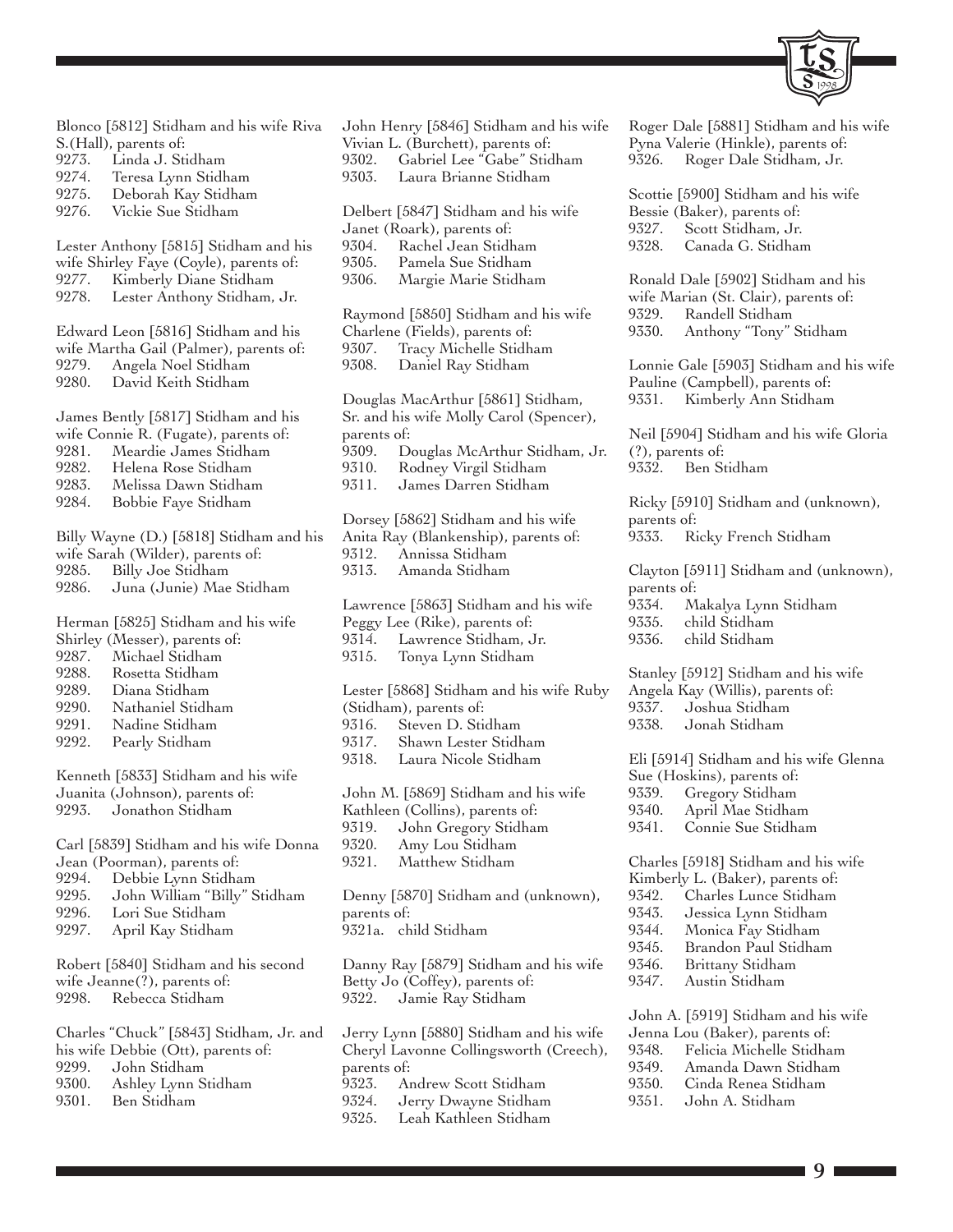Blonco [5812] Stidham and his wife Riva S.(Hall), parents of:

9273. Linda J. Stidham
9274. Teresa Lynn Stidham
9275. Deborah Kay Stidham
9276. Vickie Sue Stidham

Lester Anthony [5815] Stidham and his wife Shirley Faye (Coyle), parents of:

9277. Kimberly Diane Stidham
9278. Lester Anthony Stidham, Jr.

Edward Leon [5816] Stidham and his wife Martha Gail (Palmer), parents of:

9279. Angela Noel Stidham
9280. David Keith Stidham

James Bently [5817] Stidham and his wife Connie R. (Fugate), parents of:

9281. Meardie James Stidham
9282. Helena Rose Stidham
9283. Melissa Dawn Stidham
9284. Bobbie Faye Stidham

Billy Wayne (D.) [5818] Stidham and his wife Sarah (Wilder), parents of:

9285. Billy Joe Stidham
9286. Juna (Junie) Mae Stidham

Herman [5825] Stidham and his wife Shirley (Messer), parents of:

9287. Michael Stidham
9288. Rosetta Stidham
9289. Diana Stidham
9290. Nathaniel Stidham
9291. Nadine Stidham
9292. Pearly Stidham

Kenneth [5833] Stidham and his wife Juanita (Johnson), parents of:

9293. Jonathon Stidham

Carl [5839] Stidham and his wife Donna Jean (Poorman), parents of:

9294. Debbie Lynn Stidham
9295. John William "Billy" Stidham
9296. Lori Sue Stidham
9297. April Kay Stidham

Robert [5840] Stidham and his second wife Jeanne(?), parents of:

9298. Rebecca Stidham

Charles "Chuck" [5843] Stidham, Jr. and his wife Debbie (Ott), parents of:

9299. John Stidham
9300. Ashley Lynn Stidham
9301. Ben Stidham

John Henry [5846] Stidham and his wife Vivian L. (Burchett), parents of:

9302. Gabriel Lee "Gabe" Stidham
9303. Laura Brianne Stidham

Delbert [5847] Stidham and his wife Janet (Roark), parents of:

9304. Rachel Jean Stidham
9305. Pamela Sue Stidham
9306. Margie Marie Stidham

Raymond [5850] Stidham and his wife Charlene (Fields), parents of:

9307. Tracy Michelle Stidham
9308. Daniel Ray Stidham

Douglas MacArthur [5861] Stidham, Sr. and his wife Molly Carol (Spencer), parents of:

9309. Douglas McArthur Stidham, Jr.
9310. Rodney Virgil Stidham
9311. James Darren Stidham

Dorsey [5862] Stidham and his wife Anita Ray (Blankenship), parents of:

9312. Annissa Stidham
9313. Amanda Stidham

Lawrence [5863] Stidham and his wife Peggy Lee (Rike), parents of:

9314. Lawrence Stidham, Jr.
9315. Tonya Lynn Stidham

Lester [5868] Stidham and his wife Ruby (Stidham), parents of:

9316. Steven D. Stidham
9317. Shawn Lester Stidham
9318. Laura Nicole Stidham

John M. [5869] Stidham and his wife Kathleen (Collins), parents of:

9319. John Gregory Stidham
9320. Amy Lou Stidham
9321. Matthew Stidham

Denny [5870] Stidham and (unknown), parents of:

9321a. child Stidham

Danny Ray [5879] Stidham and his wife Betty Jo (Coffey), parents of:

9322. Jamie Ray Stidham

Jerry Lynn [5880] Stidham and his wife Cheryl Lavonne Collingsworth (Creech), parents of:

9323. Andrew Scott Stidham
9324. Jerry Dwayne Stidham
9325. Leah Kathleen Stidham

Roger Dale [5881] Stidham and his wife Pyna Valerie (Hinkle), parents of:

9326. Roger Dale Stidham, Jr.

Scottie [5900] Stidham and his wife Bessie (Baker), parents of:

9327. Scott Stidham, Jr.
9328. Canada G. Stidham

Ronald Dale [5902] Stidham and his wife Marian (St. Clair), parents of:

9329. Randell Stidham
9330. Anthony "Tony" Stidham

Lonnie Gale [5903] Stidham and his wife Pauline (Campbell), parents of:

9331. Kimberly Ann Stidham

Neil [5904] Stidham and his wife Gloria (?), parents of:

9332. Ben Stidham

Ricky [5910] Stidham and (unknown), parents of:

9333. Ricky French Stidham

Clayton [5911] Stidham and (unknown), parents of:

9334. Makalya Lynn Stidham
9335. child Stidham
9336. child Stidham

Stanley [5912] Stidham and his wife Angela Kay (Willis), parents of:

9337. Joshua Stidham
9338. Jonah Stidham

Eli [5914] Stidham and his wife Glenna Sue (Hoskins), parents of:

9339. Gregory Stidham
9340. April Mae Stidham
9341. Connie Sue Stidham

Charles [5918] Stidham and his wife Kimberly L. (Baker), parents of:

9342. Charles Lunce Stidham
9343. Jessica Lynn Stidham
9344. Monica Fay Stidham
9345. Brandon Paul Stidham
9346. Brittany Stidham
9347. Austin Stidham

John A. [5919] Stidham and his wife Jenna Lou (Baker), parents of:

9348. Felicia Michelle Stidham
9349. Amanda Dawn Stidham
9350. Cinda Renea Stidham
9351. John A. Stidham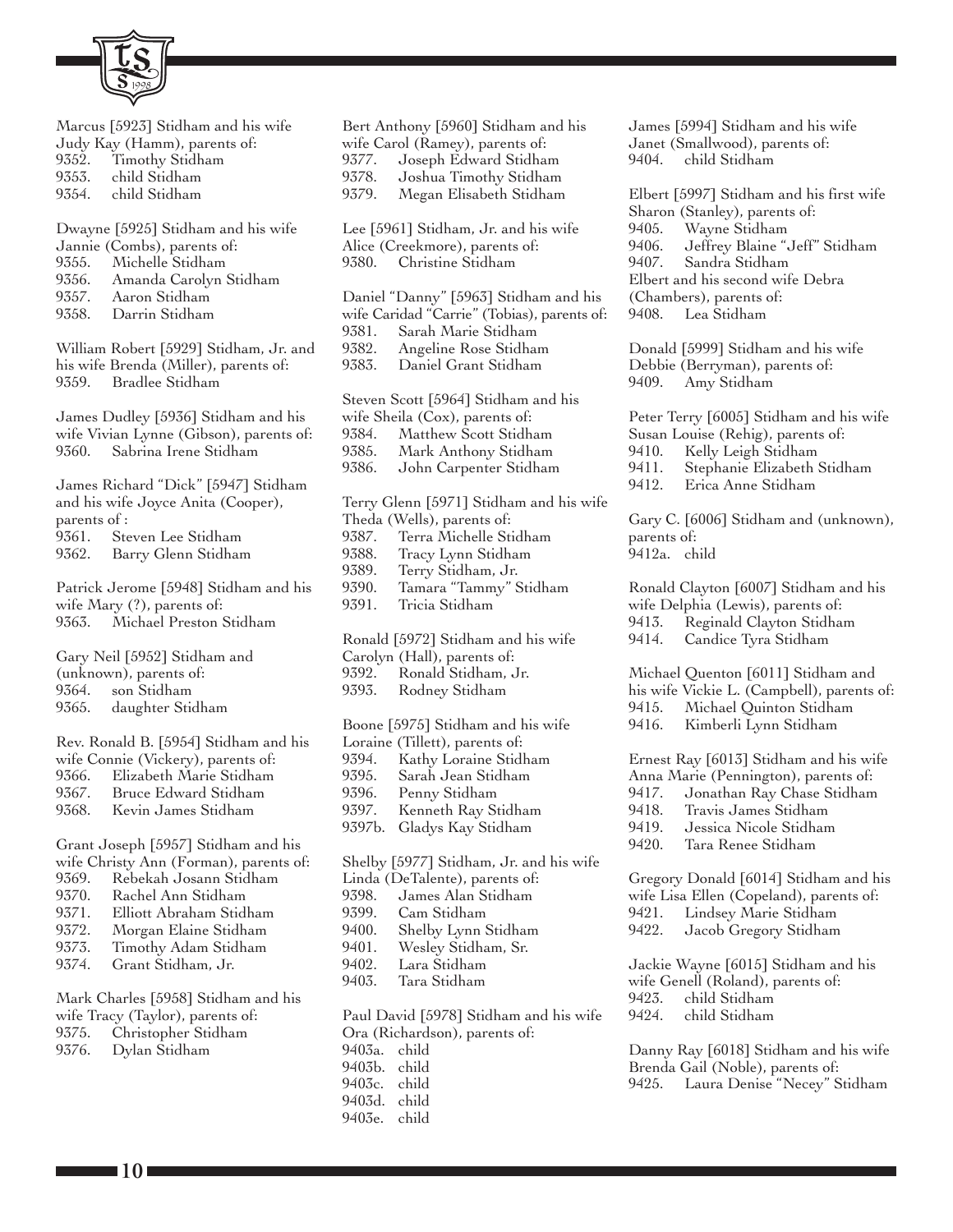Marcus [5923] Stidham and his wife Judy Kay (Hamm), parents of:
9352. Timothy Stidham
9353. child Stidham
9354. child Stidham

Dwayne [5925] Stidham and his wife Jannie (Combs), parents of:
9355. Michelle Stidham
9356. Amanda Carolyn Stidham
9357. Aaron Stidham
9358. Darrin Stidham

William Robert [5929] Stidham, Jr. and his wife Brenda (Miller), parents of:
9359. Bradlee Stidham

James Dudley [5936] Stidham and his wife Vivian Lynne (Gibson), parents of:
9360. Sabrina Irene Stidham

James Richard "Dick" [5947] Stidham and his wife Joyce Anita (Cooper), parents of :
9361. Steven Lee Stidham
9362. Barry Glenn Stidham

Patrick Jerome [5948] Stidham and his wife Mary (?), parents of:
9363. Michael Preston Stidham

Gary Neil [5952] Stidham and (unknown), parents of:
9364. son Stidham
9365. daughter Stidham

Rev. Ronald B. [5954] Stidham and his wife Connie (Vickery), parents of:
9366. Elizabeth Marie Stidham
9367. Bruce Edward Stidham
9368. Kevin James Stidham

Grant Joseph [5957] Stidham and his wife Christy Ann (Forman), parents of:
9369. Rebekah Josann Stidham
9370. Rachel Ann Stidham
9371. Elliott Abraham Stidham
9372. Morgan Elaine Stidham
9373. Timothy Adam Stidham
9374. Grant Stidham, Jr.

Mark Charles [5958] Stidham and his wife Tracy (Taylor), parents of:
9375. Christopher Stidham
9376. Dylan Stidham

Bert Anthony [5960] Stidham and his wife Carol (Ramey), parents of:
9377. Joseph Edward Stidham
9378. Joshua Timothy Stidham
9379. Megan Elisabeth Stidham

Lee [5961] Stidham, Jr. and his wife Alice (Creekmore), parents of:
9380. Christine Stidham

Daniel "Danny" [5963] Stidham and his wife Caridad "Carrie" (Tobias), parents of:
9381. Sarah Marie Stidham
9382. Angeline Rose Stidham
9383. Daniel Grant Stidham

Steven Scott [5964] Stidham and his wife Sheila (Cox), parents of:
9384. Matthew Scott Stidham
9385. Mark Anthony Stidham
9386. John Carpenter Stidham

Terry Glenn [5971] Stidham and his wife Theda (Wells), parents of:
9387. Terra Michelle Stidham
9388. Tracy Lynn Stidham
9389. Terry Stidham, Jr.
9390. Tamara "Tammy" Stidham
9391. Tricia Stidham

Ronald [5972] Stidham and his wife Carolyn (Hall), parents of:
9392. Ronald Stidham, Jr.
9393. Rodney Stidham

Boone [5975] Stidham and his wife Loraine (Tillett), parents of:
9394. Kathy Loraine Stidham
9395. Sarah Jean Stidham
9396. Penny Stidham
9397. Kenneth Ray Stidham
9397b. Gladys Kay Stidham

Shelby [5977] Stidham, Jr. and his wife Linda (DeTalente), parents of:
9398. James Alan Stidham
9399. Cam Stidham
9400. Shelby Lynn Stidham
9401. Wesley Stidham, Sr.
9402. Lara Stidham
9403. Tara Stidham

Paul David [5978] Stidham and his wife Ora (Richardson), parents of:
9403a. child
9403b. child
9403c. child
9403d. child
9403e. child

James [5994] Stidham and his wife Janet (Smallwood), parents of:
9404. child Stidham

Elbert [5997] Stidham and his first wife Sharon (Stanley), parents of:
9405. Wayne Stidham
9406. Jeffrey Blaine "Jeff" Stidham
9407. Sandra Stidham
Elbert and his second wife Debra (Chambers), parents of:
9408. Lea Stidham

Donald [5999] Stidham and his wife Debbie (Berryman), parents of:
9409. Amy Stidham

Peter Terry [6005] Stidham and his wife Susan Louise (Rehig), parents of:
9410. Kelly Leigh Stidham
9411. Stephanie Elizabeth Stidham
9412. Erica Anne Stidham

Gary C. [6006] Stidham and (unknown), parents of:
9412a. child

Ronald Clayton [6007] Stidham and his wife Delphia (Lewis), parents of:
9413. Reginald Clayton Stidham
9414. Candice Tyra Stidham

Michael Quenton [6011] Stidham and his wife Vickie L. (Campbell), parents of:
9415. Michael Quinton Stidham
9416. Kimberli Lynn Stidham

Ernest Ray [6013] Stidham and his wife Anna Marie (Pennington), parents of:
9417. Jonathan Ray Chase Stidham
9418. Travis James Stidham
9419. Jessica Nicole Stidham
9420. Tara Renee Stidham

Gregory Donald [6014] Stidham and his wife Lisa Ellen (Copeland), parents of:
9421. Lindsey Marie Stidham
9422. Jacob Gregory Stidham

Jackie Wayne [6015] Stidham and his wife Genell (Roland), parents of:
9423. child Stidham
9424. child Stidham

Danny Ray [6018] Stidham and his wife Brenda Gail (Noble), parents of:
9425. Laura Denise "Necey" Stidham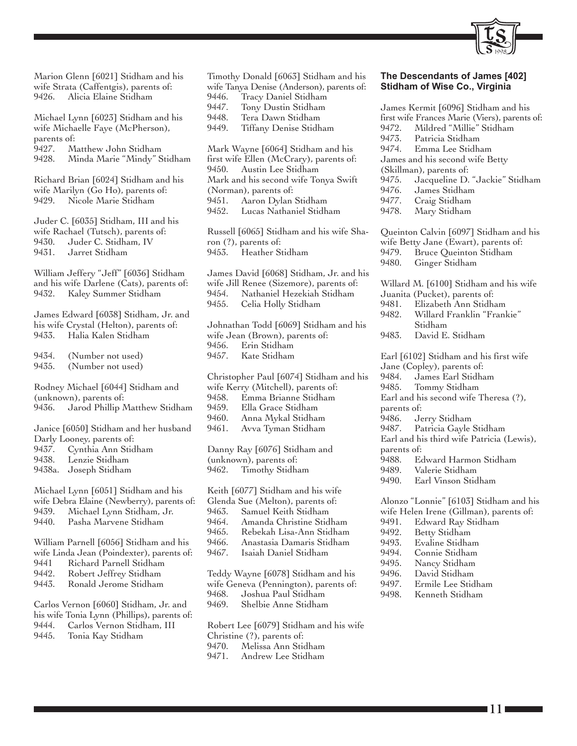Marion Glenn [6021] Stidham and his wife Strata (Caffentgis), parents of:
9426. Alicia Elaine Stidham

Michael Lynn [6023] Stidham and his wife Michaelle Faye (McPherson), parents of:
9427. Matthew John Stidham
9428. Minda Marie "Mindy" Stidham

Richard Brian [6024] Stidham and his wife Marilyn (Go Ho), parents of:
9429. Nicole Marie Stidham

Juder C. [6035] Stidham, III and his wife Rachael (Tutsch), parents of:
9430. Juder C. Stidham, IV
9431. Jarret Stidham

William Jeffery "Jeff" [6036] Stidham and his wife Darlene (Cats), parents of:
9432. Kaley Summer Stidham

James Edward [6038] Stidham, Jr. and his wife Crystal (Helton), parents of:
9433. Halia Kalen Stidham

9434. (Number not used)
9435. (Number not used)

Rodney Michael [6044] Stidham and (unknown), parents of:
9436. Jarod Phillip Matthew Stidham

Janice [6050] Stidham and her husband Darly Looney, parents of:
9437. Cynthia Ann Stidham
9438. Lenzie Stidham
9438a. Joseph Stidham

Michael Lynn [6051] Stidham and his wife Debra Elaine (Newberry), parents of:
9439. Michael Lynn Stidham, Jr.
9440. Pasha Marvene Stidham

William Parnell [6056] Stidham and his wife Linda Jean (Poindexter), parents of:
9441 Richard Parnell Stidham
9442. Robert Jeffrey Stidham
9443. Ronald Jerome Stidham

Carlos Vernon [6060] Stidham, Jr. and his wife Tonia Lynn (Phillips), parents of:
9444. Carlos Vernon Stidham, III
9445. Tonia Kay Stidham

Timothy Donald [6063] Stidham and his wife Tanya Denise (Anderson), parents of:
9446. Tracy Daniel Stidham
9447. Tony Dustin Stidham
9448. Tera Dawn Stidham
9449. Tiffany Denise Stidham

Mark Wayne [6064] Stidham and his first wife Ellen (McCrary), parents of:
9450. Austin Lee Stidham
Mark and his second wife Tonya Swift (Norman), parents of:
9451. Aaron Dylan Stidham
9452. Lucas Nathaniel Stidham

Russell [6065] Stidham and his wife Sharon (?), parents of:
9453. Heather Stidham

James David [6068] Stidham, Jr. and his wife Jill Renee (Sizemore), parents of:
9454. Nathaniel Hezekiah Stidham
9455. Celia Holly Stidham

Johnathan Todd [6069] Stidham and his wife Jean (Brown), parents of:
9456. Erin Stidham
9457. Kate Stidham

Christopher Paul [6074] Stidham and his wife Kerry (Mitchell), parents of:
9458. Emma Brianne Stidham
9459. Ella Grace Stidham
9460. Anna Mykal Stidham
9461. Avva Tyman Stidham

Danny Ray [6076] Stidham and (unknown), parents of:
9462. Timothy Stidham

Keith [6077] Stidham and his wife Glenda Sue (Melton), parents of:
9463. Samuel Keith Stidham
9464. Amanda Christine Stidham
9465. Rebekah Lisa-Ann Stidham
9466. Anastasia Damaris Stidham
9467. Isaiah Daniel Stidham

Teddy Wayne [6078] Stidham and his wife Geneva (Pennington), parents of:
9468. Joshua Paul Stidham
9469. Shelbie Anne Stidham

Robert Lee [6079] Stidham and his wife Christine (?), parents of:
9470. Melissa Ann Stidham
9471. Andrew Lee Stidham

### The Descendants of James [402] Stidham of Wise Co., Virginia

James Kermit [6096] Stidham and his first wife Frances Marie (Viers), parents of:
9472. Mildred "Millie" Stidham
9473. Patricia Stidham
9474. Emma Lee Stidham
James and his second wife Betty (Skillman), parents of:
9475. Jacqueline D. "Jackie" Stidham
9476. James Stidham
9477. Craig Stidham
9478. Mary Stidham

Queinton Calvin [6097] Stidham and his wife Betty Jane (Ewart), parents of:
9479. Bruce Queinton Stidham
9480. Ginger Stidham

Willard M. [6100] Stidham and his wife Juanita (Pucket), parents of:
9481. Elizabeth Ann Stidham
9482. Willard Franklin "Frankie" Stidham
9483. David E. Stidham

Earl [6102] Stidham and his first wife Jane (Copley), parents of:
9484. James Earl Stidham
9485. Tommy Stidham
Earl and his second wife Theresa (?), parents of:
9486. Jerry Stidham
9487. Patricia Gayle Stidham
Earl and his third wife Patricia (Lewis), parents of:
9488. Edward Harmon Stidham
9489. Valerie Stidham
9490. Earl Vinson Stidham

Alonzo "Lonnie" [6103] Stidham and his wife Helen Irene (Gillman), parents of:
9491. Edward Ray Stidham
9492. Betty Stidham
9493. Evaline Stidham
9494. Connie Stidham
9495. Nancy Stidham
9496. David Stidham
9497. Ermile Lee Stidham
9498. Kenneth Stidham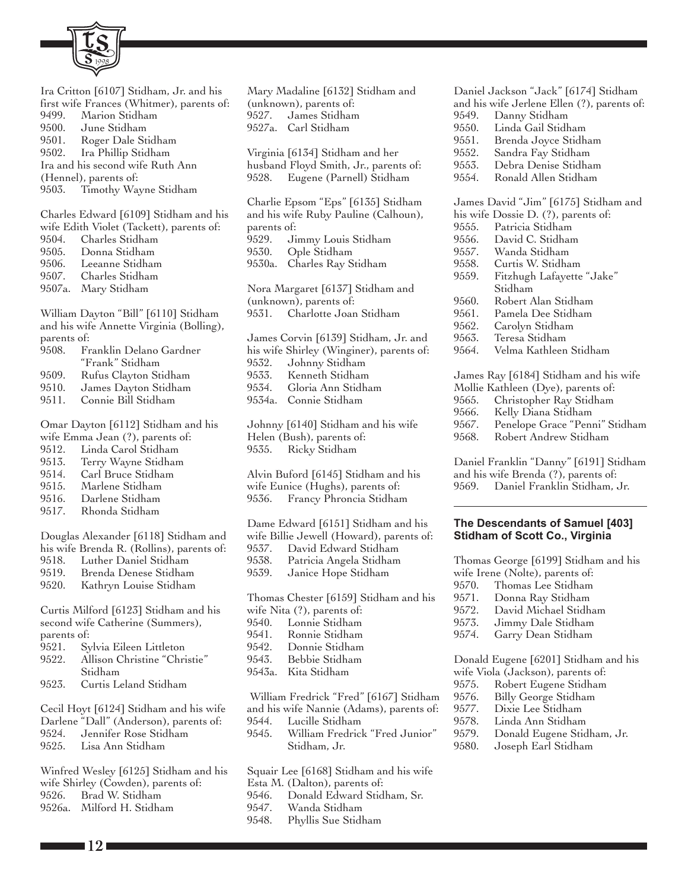Ira Critton [6107] Stidham, Jr. and his first wife Frances (Whitmer), parents of:
9499. Marion Stidham
9500. June Stidham
9501. Roger Dale Stidham
9502. Ira Phillip Stidham
Ira and his second wife Ruth Ann (Hennel), parents of:
9503. Timothy Wayne Stidham

Charles Edward [6109] Stidham and his wife Edith Violet (Tackett), parents of:
9504. Charles Stidham
9505. Donna Stidham
9506. Leeanne Stidham
9507. Charles Stidham
9507a. Mary Stidham

William Dayton "Bill" [6110] Stidham and his wife Annette Virginia (Bolling), parents of:
9508. Franklin Delano Gardner "Frank" Stidham
9509. Rufus Clayton Stidham
9510. James Dayton Stidham
9511. Connie Bill Stidham

Omar Dayton [6112] Stidham and his wife Emma Jean (?), parents of:
9512. Linda Carol Stidham
9513. Terry Wayne Stidham
9514. Carl Bruce Stidham
9515. Marlene Stidham
9516. Darlene Stidham
9517. Rhonda Stidham

Douglas Alexander [6118] Stidham and his wife Brenda R. (Rollins), parents of:
9518. Luther Daniel Stidham
9519. Brenda Denese Stidham
9520. Kathryn Louise Stidham

Curtis Milford [6123] Stidham and his second wife Catherine (Summers), parents of:
9521. Sylvia Eileen Littleton
9522. Allison Christine "Christie" Stidham
9523. Curtis Leland Stidham

Cecil Hoyt [6124] Stidham and his wife Darlene "Dall" (Anderson), parents of:
9524. Jennifer Rose Stidham
9525. Lisa Ann Stidham

Winfred Wesley [6125] Stidham and his wife Shirley (Cowden), parents of:
9526. Brad W. Stidham
9526a. Milford H. Stidham

Mary Madaline [6132] Stidham and (unknown), parents of:
9527. James Stidham
9527a. Carl Stidham

Virginia [6134] Stidham and her husband Floyd Smith, Jr., parents of:
9528. Eugene (Parnell) Stidham

Charlie Epsom "Eps" [6135] Stidham and his wife Ruby Pauline (Calhoun), parents of:
9529. Jimmy Louis Stidham
9530. Ople Stidham
9530a. Charles Ray Stidham

Nora Margaret [6137] Stidham and (unknown), parents of:
9531. Charlotte Joan Stidham

James Corvin [6139] Stidham, Jr. and his wife Shirley (Winginer), parents of:
9532. Johnny Stidham
9533. Kenneth Stidham
9534. Gloria Ann Stidham
9534a. Connie Stidham

Johnny [6140] Stidham and his wife Helen (Bush), parents of:
9535. Ricky Stidham

Alvin Buford [6145] Stidham and his wife Eunice (Hughs), parents of:
9536. Francy Phroncia Stidham

Dame Edward [6151] Stidham and his wife Billie Jewell (Howard), parents of:
9537. David Edward Stidham
9538. Patricia Angela Stidham
9539. Janice Hope Stidham

Thomas Chester [6159] Stidham and his wife Nita (?), parents of:
9540. Lonnie Stidham
9541. Ronnie Stidham
9542. Donnie Stidham
9543. Bebbie Stidham
9543a. Kita Stidham

William Fredrick "Fred" [6167] Stidham and his wife Nannie (Adams), parents of:
9544. Lucille Stidham
9545. William Fredrick "Fred Junior" Stidham, Jr.

Squair Lee [6168] Stidham and his wife Esta M. (Dalton), parents of:
9546. Donald Edward Stidham, Sr.
9547. Wanda Stidham
9548. Phyllis Sue Stidham

Daniel Jackson "Jack" [6174] Stidham and his wife Jerlene Ellen (?), parents of:
9549. Danny Stidham
9550. Linda Gail Stidham
9551. Brenda Joyce Stidham
9552. Sandra Fay Stidham
9553. Debra Denise Stidham
9554. Ronald Allen Stidham

James David "Jim" [6175] Stidham and his wife Dossie D. (?), parents of:
9555. Patricia Stidham
9556. David C. Stidham
9557. Wanda Stidham
9558. Curtis W. Stidham
9559. Fitzhugh Lafayette "Jake" Stidham
9560. Robert Alan Stidham
9561. Pamela Dee Stidham
9562. Carolyn Stidham
9563. Teresa Stidham
9564. Velma Kathleen Stidham

James Ray [6184] Stidham and his wife Mollie Kathleen (Dye), parents of:
9565. Christopher Ray Stidham
9566. Kelly Diana Stidham
9567. Penelope Grace "Penni" Stidham
9568. Robert Andrew Stidham

Daniel Franklin "Danny" [6191] Stidham and his wife Brenda (?), parents of:
9569. Daniel Franklin Stidham, Jr.

### The Descendants of Samuel [403] Stidham of Scott Co., Virginia

Thomas George [6199] Stidham and his wife Irene (Nolte), parents of:
9570. Thomas Lee Stidham
9571. Donna Ray Stidham
9572. David Michael Stidham
9573. Jimmy Dale Stidham
9574. Garry Dean Stidham

Donald Eugene [6201] Stidham and his wife Viola (Jackson), parents of:
9575. Robert Eugene Stidham
9576. Billy George Stidham
9577. Dixie Lee Stidham
9578. Linda Ann Stidham
9579. Donald Eugene Stidham, Jr.
9580. Joseph Earl Stidham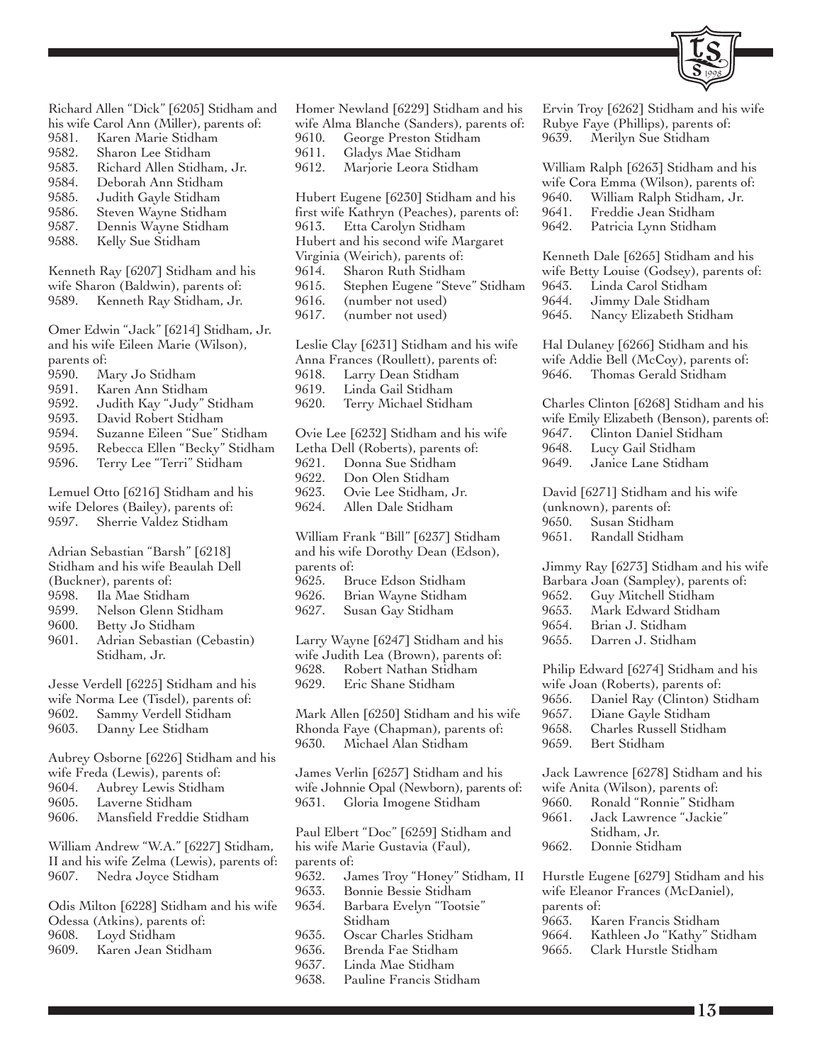Richard Allen "Dick" [6205] Stidham and his wife Carol Ann (Miller), parents of:

9581. Karen Marie Stidham
9582. Sharon Lee Stidham
9583. Richard Allen Stidham, Jr.
9584. Deborah Ann Stidham
9585. Judith Gayle Stidham
9586. Steven Wayne Stidham
9587. Dennis Wayne Stidham
9588. Kelly Sue Stidham

Kenneth Ray [6207] Stidham and his wife Sharon (Baldwin), parents of:

9589. Kenneth Ray Stidham, Jr.

Omer Edwin "Jack" [6214] Stidham, Jr. and his wife Eileen Marie (Wilson), parents of:

9590. Mary Jo Stidham
9591. Karen Ann Stidham
9592. Judith Kay "Judy" Stidham
9593. David Robert Stidham
9594. Suzanne Eileen "Sue" Stidham
9595. Rebecca Ellen "Becky" Stidham
9596. Terry Lee "Terri" Stidham

Lemuel Otto [6216] Stidham and his wife Delores (Bailey), parents of:

9597. Sherrie Valdez Stidham

Adrian Sebastian "Barsh" [6218] Stidham and his wife Beaulah Dell (Buckner), parents of:

9598. Ila Mae Stidham
9599. Nelson Glenn Stidham
9600. Betty Jo Stidham
9601. Adrian Sebastian (Cebastin) Stidham, Jr.

Jesse Verdell [6225] Stidham and his wife Norma Lee (Tisdel), parents of:

9602. Sammy Verdell Stidham
9603. Danny Lee Stidham

Aubrey Osborne [6226] Stidham and his wife Freda (Lewis), parents of:

9604. Aubrey Lewis Stidham
9605. Laverne Stidham
9606. Mansfield Freddie Stidham

William Andrew "W.A." [6227] Stidham, II and his wife Zelma (Lewis), parents of:

9607. Nedra Joyce Stidham

Odis Milton [6228] Stidham and his wife Odessa (Atkins), parents of:

9608. Loyd Stidham
9609. Karen Jean Stidham

Homer Newland [6229] Stidham and his wife Alma Blanche (Sanders), parents of:

9610. George Preston Stidham
9611. Gladys Mae Stidham
9612. Marjorie Leora Stidham

Hubert Eugene [6230] Stidham and his first wife Kathryn (Peaches), parents of:

9613. Etta Carolyn Stidham

Hubert and his second wife Margaret Virginia (Weirich), parents of:

9614. Sharon Ruth Stidham
9615. Stephen Eugene "Steve" Stidham
9616. (number not used)
9617. (number not used)

Leslie Clay [6231] Stidham and his wife Anna Frances (Roullett), parents of:

9618. Larry Dean Stidham
9619. Linda Gail Stidham
9620. Terry Michael Stidham

Ovie Lee [6232] Stidham and his wife Letha Dell (Roberts), parents of:

9621. Donna Sue Stidham
9622. Don Olen Stidham
9623. Ovie Lee Stidham, Jr.
9624. Allen Dale Stidham

William Frank "Bill" [6237] Stidham and his wife Dorothy Dean (Edson), parents of:

9625. Bruce Edson Stidham
9626. Brian Wayne Stidham
9627. Susan Gay Stidham

Larry Wayne [6247] Stidham and his wife Judith Lea (Brown), parents of:

9628. Robert Nathan Stidham
9629. Eric Shane Stidham

Mark Allen [6250] Stidham and his wife Rhonda Faye (Chapman), parents of:

9630. Michael Alan Stidham

James Verlin [6257] Stidham and his wife Johnnie Opal (Newborn), parents of:

9631. Gloria Imogene Stidham

Paul Elbert "Doc" [6259] Stidham and his wife Marie Gustavia (Faul), parents of:

9632. James Troy "Honey" Stidham, II
9633. Bonnie Bessie Stidham
9634. Barbara Evelyn "Tootsie" Stidham
9635. Oscar Charles Stidham
9636. Brenda Fae Stidham
9637. Linda Mae Stidham
9638. Pauline Francis Stidham

Ervin Troy [6262] Stidham and his wife Rubye Faye (Phillips), parents of:

9639. Merilyn Sue Stidham

William Ralph [6263] Stidham and his wife Cora Emma (Wilson), parents of:

9640. William Ralph Stidham, Jr.
9641. Freddie Jean Stidham
9642. Patricia Lynn Stidham

Kenneth Dale [6265] Stidham and his wife Betty Louise (Godsey), parents of:

9643. Linda Carol Stidham
9644. Jimmy Dale Stidham
9645. Nancy Elizabeth Stidham

Hal Dulaney [6266] Stidham and his wife Addie Bell (McCoy), parents of:

9646. Thomas Gerald Stidham

Charles Clinton [6268] Stidham and his wife Emily Elizabeth (Benson), parents of:

9647. Clinton Daniel Stidham
9648. Lucy Gail Stidham
9649. Janice Lane Stidham

David [6271] Stidham and his wife (unknown), parents of:

9650. Susan Stidham
9651. Randall Stidham

Jimmy Ray [6273] Stidham and his wife Barbara Joan (Sampley), parents of:

9652. Guy Mitchell Stidham
9653. Mark Edward Stidham
9654. Brian J. Stidham
9655. Darren J. Stidham

Philip Edward [6274] Stidham and his wife Joan (Roberts), parents of:

9656. Daniel Ray (Clinton) Stidham
9657. Diane Gayle Stidham
9658. Charles Russell Stidham
9659. Bert Stidham

Jack Lawrence [6278] Stidham and his wife Anita (Wilson), parents of:

9660. Ronald "Ronnie" Stidham
9661. Jack Lawrence "Jackie" Stidham, Jr.
9662. Donnie Stidham

Hurstle Eugene [6279] Stidham and his wife Eleanor Frances (McDaniel), parents of:

9663. Karen Francis Stidham
9664. Kathleen Jo "Kathy" Stidham
9665. Clark Hurstle Stidham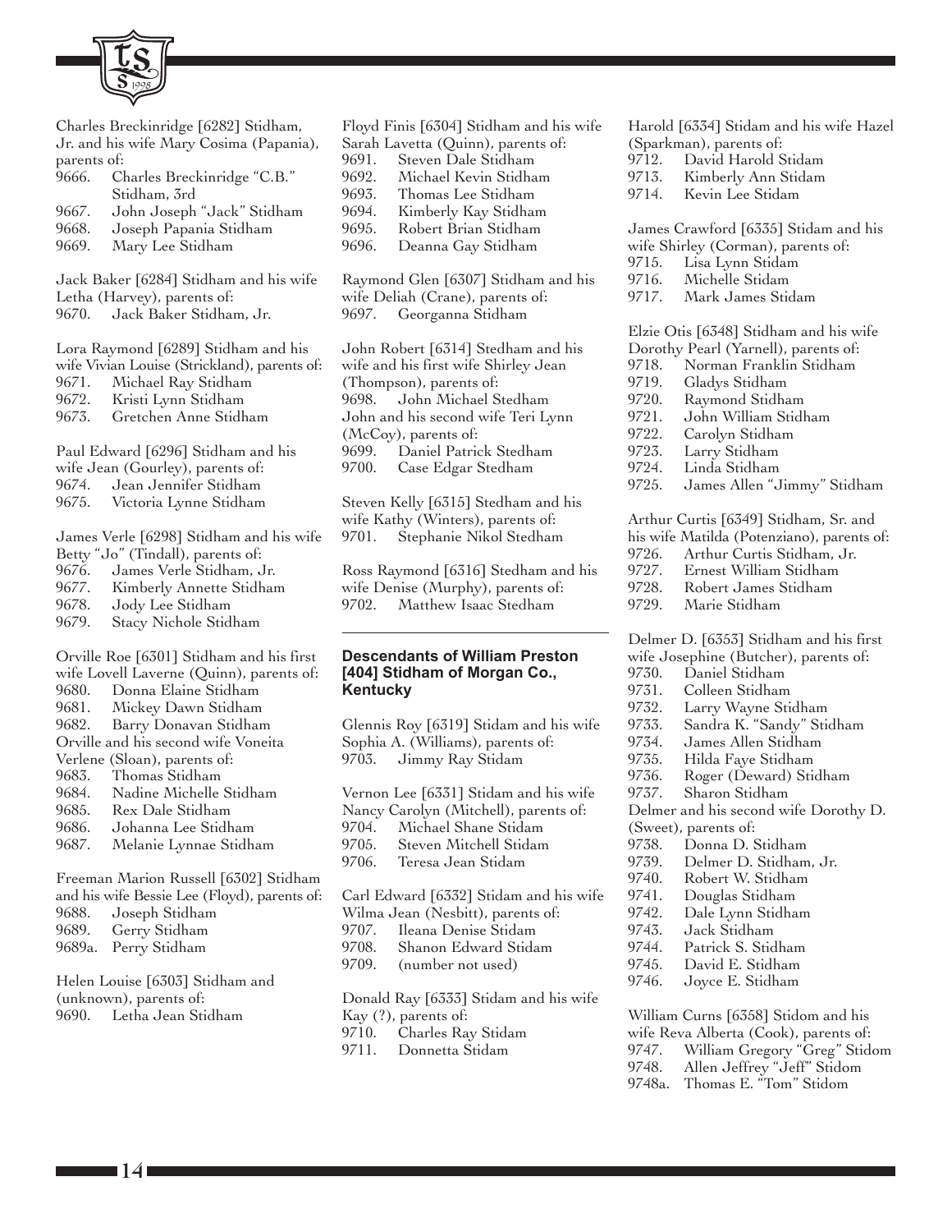Charles Breckinridge [6282] Stidham, Jr. and his wife Mary Cosima (Papania), parents of:
9666. Charles Breckinridge "C.B." Stidham, 3rd
9667. John Joseph "Jack" Stidham
9668. Joseph Papania Stidham
9669. Mary Lee Stidham

Jack Baker [6284] Stidham and his wife Letha (Harvey), parents of:
9670. Jack Baker Stidham, Jr.

Lora Raymond [6289] Stidham and his wife Vivian Louise (Strickland), parents of:
9671. Michael Ray Stidham
9672. Kristi Lynn Stidham
9673. Gretchen Anne Stidham

Paul Edward [6296] Stidham and his wife Jean (Gourley), parents of:
9674. Jean Jennifer Stidham
9675. Victoria Lynne Stidham

James Verle [6298] Stidham and his wife Betty "Jo" (Tindall), parents of:
9676. James Verle Stidham, Jr.
9677. Kimberly Annette Stidham
9678. Jody Lee Stidham
9679. Stacy Nichole Stidham

Orville Roe [6301] Stidham and his first wife Lovell Laverne (Quinn), parents of:
9680. Donna Elaine Stidham
9681. Mickey Dawn Stidham
9682. Barry Donavan Stidham
Orville and his second wife Voneita Verlene (Sloan), parents of:
9683. Thomas Stidham
9684. Nadine Michelle Stidham
9685. Rex Dale Stidham
9686. Johanna Lee Stidham
9687. Melanie Lynnae Stidham

Freeman Marion Russell [6302] Stidham and his wife Bessie Lee (Floyd), parents of:
9688. Joseph Stidham
9689. Gerry Stidham
9689a. Perry Stidham

Helen Louise [6303] Stidham and (unknown), parents of:
9690. Letha Jean Stidham

Floyd Finis [6304] Stidham and his wife Sarah Lavetta (Quinn), parents of:
9691. Steven Dale Stidham
9692. Michael Kevin Stidham
9693. Thomas Lee Stidham
9694. Kimberly Kay Stidham
9695. Robert Brian Stidham
9696. Deanna Gay Stidham

Raymond Glen [6307] Stidham and his wife Deliah (Crane), parents of:
9697. Georganna Stidham

John Robert [6314] Stedham and his wife and his first wife Shirley Jean (Thompson), parents of:
9698. John Michael Stedham
John and his second wife Teri Lynn (McCoy), parents of:
9699. Daniel Patrick Stedham
9700. Case Edgar Stedham

Steven Kelly [6315] Stedham and his wife Kathy (Winters), parents of:
9701. Stephanie Nikol Stedham

Ross Raymond [6316] Stedham and his wife Denise (Murphy), parents of:
9702. Matthew Isaac Stedham

---

### Descendants of William Preston [404] Stidham of Morgan Co., Kentucky

Glennis Roy [6319] Stidam and his wife Sophia A. (Williams), parents of:
9703. Jimmy Ray Stidam

Vernon Lee [6331] Stidam and his wife Nancy Carolyn (Mitchell), parents of:
9704. Michael Shane Stidam
9705. Steven Mitchell Stidam
9706. Teresa Jean Stidam

Carl Edward [6332] Stidam and his wife Wilma Jean (Nesbitt), parents of:
9707. Ileana Denise Stidam
9708. Shanon Edward Stidam
9709. (number not used)

Donald Ray [6333] Stidam and his wife Kay (?), parents of:
9710. Charles Ray Stidam
9711. Donnetta Stidam

Harold [6334] Stidam and his wife Hazel (Sparkman), parents of:
9712. David Harold Stidam
9713. Kimberly Ann Stidam
9714. Kevin Lee Stidam

James Crawford [6335] Stidam and his wife Shirley (Corman), parents of:
9715. Lisa Lynn Stidam
9716. Michelle Stidam
9717. Mark James Stidam

Elzie Otis [6348] Stidham and his wife Dorothy Pearl (Yarnell), parents of:
9718. Norman Franklin Stidham
9719. Gladys Stidham
9720. Raymond Stidham
9721. John William Stidham
9722. Carolyn Stidham
9723. Larry Stidham
9724. Linda Stidham
9725. James Allen "Jimmy" Stidham

Arthur Curtis [6349] Stidham, Sr. and his wife Matilda (Potenziano), parents of:
9726. Arthur Curtis Stidham, Jr.
9727. Ernest William Stidham
9728. Robert James Stidham
9729. Marie Stidham

Delmer D. [6353] Stidham and his first wife Josephine (Butcher), parents of:
9730. Daniel Stidham
9731. Colleen Stidham
9732. Larry Wayne Stidham
9733. Sandra K. "Sandy" Stidham
9734. James Allen Stidham
9735. Hilda Faye Stidham
9736. Roger (Deward) Stidham
9737. Sharon Stidham
Delmer and his second wife Dorothy D. (Sweet), parents of:
9738. Donna D. Stidham
9739. Delmer D. Stidham, Jr.
9740. Robert W. Stidham
9741. Douglas Stidham
9742. Dale Lynn Stidham
9743. Jack Stidham
9744. Patrick S. Stidham
9745. David E. Stidham
9746. Joyce E. Stidham

William Curns [6358] Stidom and his wife Reva Alberta (Cook), parents of:
9747. William Gregory "Greg" Stidom
9748. Allen Jeffrey "Jeff" Stidom
9748a. Thomas E. "Tom" Stidom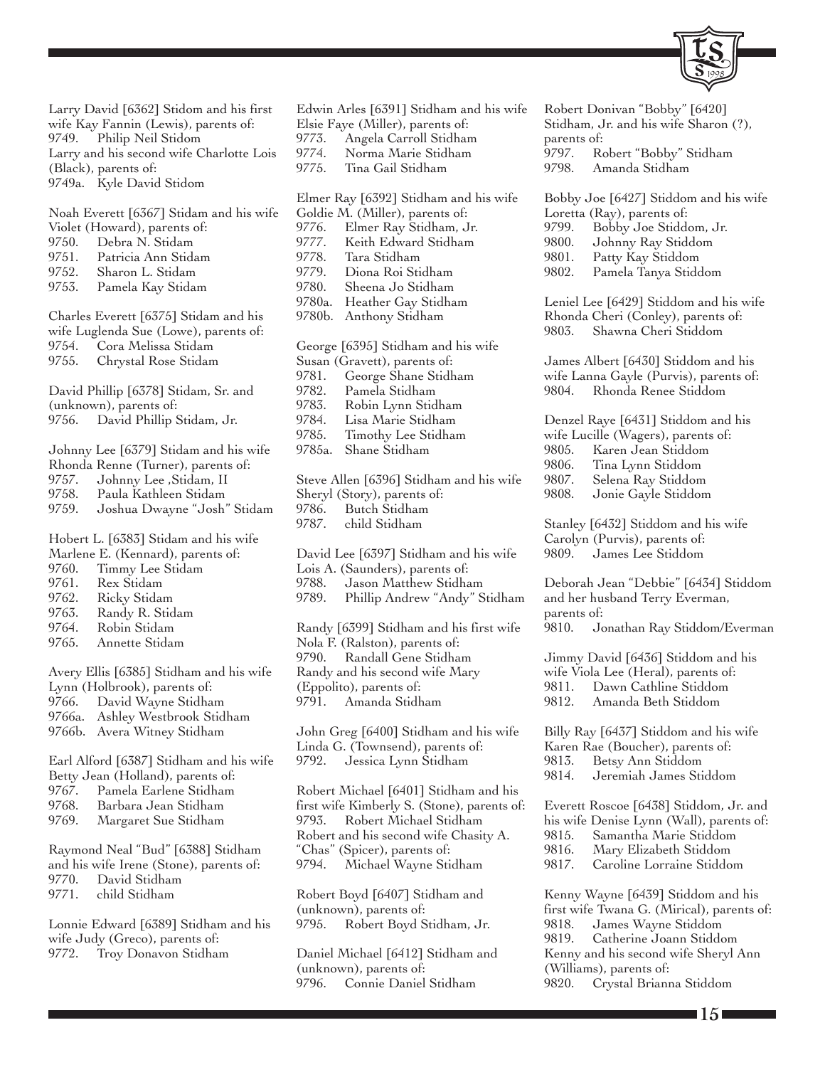Larry David [6362] Stidom and his first wife Kay Fannin (Lewis), parents of:
9749. Philip Neil Stidom
Larry and his second wife Charlotte Lois (Black), parents of:
9749a. Kyle David Stidom

Noah Everett [6367] Stidam and his wife Violet (Howard), parents of:
9750. Debra N. Stidam
9751. Patricia Ann Stidam
9752. Sharon L. Stidam
9753. Pamela Kay Stidam

Charles Everett [6375] Stidam and his wife Luglenda Sue (Lowe), parents of:
9754. Cora Melissa Stidam
9755. Chrystal Rose Stidam

David Phillip [6378] Stidam, Sr. and (unknown), parents of:
9756. David Phillip Stidam, Jr.

Johnny Lee [6379] Stidam and his wife Rhonda Renne (Turner), parents of:
9757. Johnny Lee ,Stidam, II
9758. Paula Kathleen Stidam
9759. Joshua Dwayne "Josh" Stidam

Hobert L. [6383] Stidam and his wife Marlene E. (Kennard), parents of:
9760. Timmy Lee Stidam
9761. Rex Stidam
9762. Ricky Stidam
9763. Randy R. Stidam
9764. Robin Stidam
9765. Annette Stidam

Avery Ellis [6385] Stidham and his wife Lynn (Holbrook), parents of:
9766. David Wayne Stidham
9766a. Ashley Westbrook Stidham
9766b. Avera Witney Stidham

Earl Alford [6387] Stidham and his wife Betty Jean (Holland), parents of:
9767. Pamela Earlene Stidham
9768. Barbara Jean Stidham
9769. Margaret Sue Stidham

Raymond Neal "Bud" [6388] Stidham and his wife Irene (Stone), parents of:
9770. David Stidham
9771. child Stidham

Lonnie Edward [6389] Stidham and his wife Judy (Greco), parents of:
9772. Troy Donavon Stidham

Edwin Arles [6391] Stidham and his wife Elsie Faye (Miller), parents of:
9773. Angela Carroll Stidham
9774. Norma Marie Stidham
9775. Tina Gail Stidham

Elmer Ray [6392] Stidham and his wife Goldie M. (Miller), parents of:
9776. Elmer Ray Stidham, Jr.
9777. Keith Edward Stidham
9778. Tara Stidham
9779. Diona Roi Stidham
9780. Sheena Jo Stidham
9780a. Heather Gay Stidham
9780b. Anthony Stidham

George [6395] Stidham and his wife Susan (Gravett), parents of:
9781. George Shane Stidham
9782. Pamela Stidham
9783. Robin Lynn Stidham
9784. Lisa Marie Stidham
9785. Timothy Lee Stidham
9785a. Shane Stidham

Steve Allen [6396] Stidham and his wife Sheryl (Story), parents of:
9786. Butch Stidham
9787. child Stidham

David Lee [6397] Stidham and his wife Lois A. (Saunders), parents of:
9788. Jason Matthew Stidham
9789. Phillip Andrew "Andy" Stidham

Randy [6399] Stidham and his first wife Nola F. (Ralston), parents of:
9790. Randall Gene Stidham
Randy and his second wife Mary (Eppolito), parents of:
9791. Amanda Stidham

John Greg [6400] Stidham and his wife Linda G. (Townsend), parents of:
9792. Jessica Lynn Stidham

Robert Michael [6401] Stidham and his first wife Kimberly S. (Stone), parents of:
9793. Robert Michael Stidham
Robert and his second wife Chasity A. "Chas" (Spicer), parents of:
9794. Michael Wayne Stidham

Robert Boyd [6407] Stidham and (unknown), parents of:
9795. Robert Boyd Stidham, Jr.

Daniel Michael [6412] Stidham and (unknown), parents of:
9796. Connie Daniel Stidham

Robert Donivan "Bobby" [6420] Stidham, Jr. and his wife Sharon (?), parents of:
9797. Robert "Bobby" Stidham
9798. Amanda Stidham

Bobby Joe [6427] Stiddom and his wife Loretta (Ray), parents of:
9799. Bobby Joe Stiddom, Jr.
9800. Johnny Ray Stiddom
9801. Patty Kay Stiddom
9802. Pamela Tanya Stiddom

Leniel Lee [6429] Stiddom and his wife Rhonda Cheri (Conley), parents of:
9803. Shawna Cheri Stiddom

James Albert [6430] Stiddom and his wife Lanna Gayle (Purvis), parents of:
9804. Rhonda Renee Stiddom

Denzel Raye [6431] Stiddom and his wife Lucille (Wagers), parents of:
9805. Karen Jean Stiddom
9806. Tina Lynn Stiddom
9807. Selena Ray Stiddom
9808. Jonie Gayle Stiddom

Stanley [6432] Stiddom and his wife Carolyn (Purvis), parents of:
9809. James Lee Stiddom

Deborah Jean "Debbie" [6434] Stiddom and her husband Terry Everman, parents of:
9810. Jonathan Ray Stiddom/Everman

Jimmy David [6436] Stiddom and his wife Viola Lee (Heral), parents of:
9811. Dawn Cathline Stiddom
9812. Amanda Beth Stiddom

Billy Ray [6437] Stiddom and his wife Karen Rae (Boucher), parents of:
9813. Betsy Ann Stiddom
9814. Jeremiah James Stiddom

Everett Roscoe [6438] Stiddom, Jr. and his wife Denise Lynn (Wall), parents of:
9815. Samantha Marie Stiddom
9816. Mary Elizabeth Stiddom
9817. Caroline Lorraine Stiddom

Kenny Wayne [6439] Stiddom and his first wife Twana G. (Mirical), parents of:
9818. James Wayne Stiddom
9819. Catherine Joann Stiddom
Kenny and his second wife Sheryl Ann (Williams), parents of:
9820. Crystal Brianna Stiddom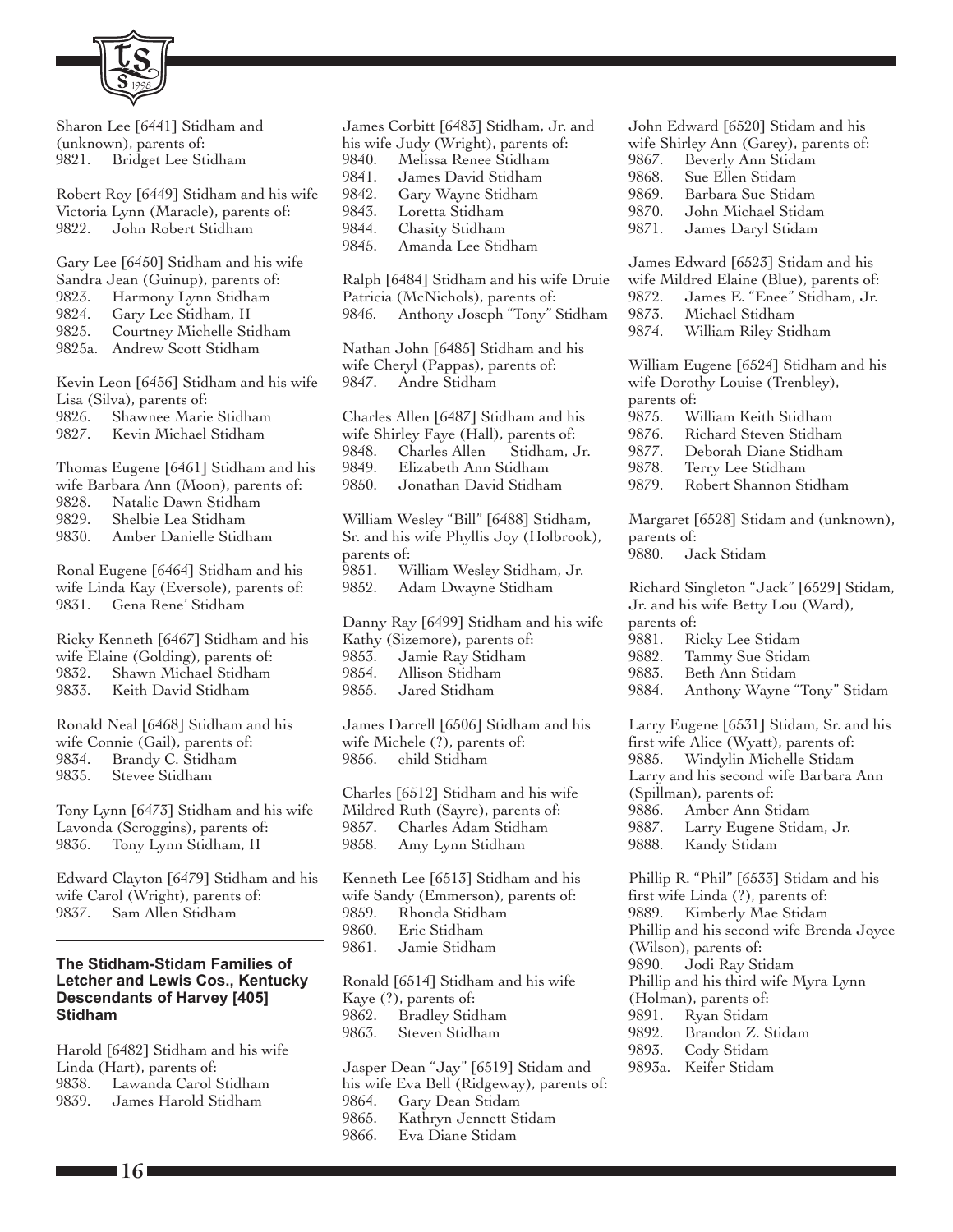Sharon Lee [6441] Stidham and (unknown), parents of:
9821. Bridget Lee Stidham

Robert Roy [6449] Stidham and his wife Victoria Lynn (Maracle), parents of:
9822. John Robert Stidham

Gary Lee [6450] Stidham and his wife Sandra Jean (Guinup), parents of:
9823. Harmony Lynn Stidham
9824. Gary Lee Stidham, II
9825. Courtney Michelle Stidham
9825a. Andrew Scott Stidham

Kevin Leon [6456] Stidham and his wife Lisa (Silva), parents of:
9826. Shawnee Marie Stidham
9827. Kevin Michael Stidham

Thomas Eugene [6461] Stidham and his wife Barbara Ann (Moon), parents of:
9828. Natalie Dawn Stidham
9829. Shelbie Lea Stidham
9830. Amber Danielle Stidham

Ronal Eugene [6464] Stidham and his wife Linda Kay (Eversole), parents of:
9831. Gena Rene' Stidham

Ricky Kenneth [6467] Stidham and his wife Elaine (Golding), parents of:
9832. Shawn Michael Stidham
9833. Keith David Stidham

Ronald Neal [6468] Stidham and his wife Connie (Gail), parents of:
9834. Brandy C. Stidham
9835. Stevee Stidham

Tony Lynn [6473] Stidham and his wife Lavonda (Scroggins), parents of:
9836. Tony Lynn Stidham, II

Edward Clayton [6479] Stidham and his wife Carol (Wright), parents of:
9837. Sam Allen Stidham

---

**The Stidham-Stidam Families of Letcher and Lewis Cos., Kentucky Descendants of Harvey [405] Stidham**

Harold [6482] Stidham and his wife Linda (Hart), parents of:
9838. Lawanda Carol Stidham
9839. James Harold Stidham

James Corbitt [6483] Stidham, Jr. and his wife Judy (Wright), parents of:
9840. Melissa Renee Stidham
9841. James David Stidham
9842. Gary Wayne Stidham
9843. Loretta Stidham
9844. Chasity Stidham
9845. Amanda Lee Stidham

Ralph [6484] Stidham and his wife Druie Patricia (McNichols), parents of:
9846. Anthony Joseph "Tony" Stidham

Nathan John [6485] Stidham and his wife Cheryl (Pappas), parents of:
9847. Andre Stidham

Charles Allen [6487] Stidham and his wife Shirley Faye (Hall), parents of:
9848. Charles Allen Stidham, Jr.
9849. Elizabeth Ann Stidham
9850. Jonathan David Stidham

William Wesley "Bill" [6488] Stidham, Sr. and his wife Phyllis Joy (Holbrook), parents of:
9851. William Wesley Stidham, Jr.
9852. Adam Dwayne Stidham

Danny Ray [6499] Stidham and his wife Kathy (Sizemore), parents of:
9853. Jamie Ray Stidham
9854. Allison Stidham
9855. Jared Stidham

James Darrell [6506] Stidham and his wife Michele (?), parents of:
9856. child Stidham

Charles [6512] Stidham and his wife Mildred Ruth (Sayre), parents of:
9857. Charles Adam Stidham
9858. Amy Lynn Stidham

Kenneth Lee [6513] Stidham and his wife Sandy (Emmerson), parents of:
9859. Rhonda Stidham
9860. Eric Stidham
9861. Jamie Stidham

Ronald [6514] Stidham and his wife Kaye (?), parents of:
9862. Bradley Stidham
9863. Steven Stidham

Jasper Dean "Jay" [6519] Stidam and his wife Eva Bell (Ridgeway), parents of:
9864. Gary Dean Stidam
9865. Kathryn Jennett Stidam
9866. Eva Diane Stidam

John Edward [6520] Stidam and his wife Shirley Ann (Garey), parents of:
9867. Beverly Ann Stidam
9868. Sue Ellen Stidam
9869. Barbara Sue Stidam
9870. John Michael Stidam
9871. James Daryl Stidam

James Edward [6523] Stidam and his wife Mildred Elaine (Blue), parents of:
9872. James E. "Enee" Stidham, Jr.
9873. Michael Stidham
9874. William Riley Stidham

William Eugene [6524] Stidham and his wife Dorothy Louise (Trenbley), parents of:
9875. William Keith Stidham
9876. Richard Steven Stidham
9877. Deborah Diane Stidham
9878. Terry Lee Stidham
9879. Robert Shannon Stidham

Margaret [6528] Stidam and (unknown), parents of:
9880. Jack Stidam

Richard Singleton "Jack" [6529] Stidam, Jr. and his wife Betty Lou (Ward), parents of:
9881. Ricky Lee Stidam
9882. Tammy Sue Stidam
9883. Beth Ann Stidam
9884. Anthony Wayne "Tony" Stidam

Larry Eugene [6531] Stidam, Sr. and his first wife Alice (Wyatt), parents of:
9885. Windylin Michelle Stidam
Larry and his second wife Barbara Ann (Spillman), parents of:
9886. Amber Ann Stidam
9887. Larry Eugene Stidam, Jr.
9888. Kandy Stidam

Phillip R. "Phil" [6533] Stidam and his first wife Linda (?), parents of:
9889. Kimberly Mae Stidam
Phillip and his second wife Brenda Joyce (Wilson), parents of:
9890. Jodi Ray Stidam
Phillip and his third wife Myra Lynn (Holman), parents of:
9891. Ryan Stidam
9892. Brandon Z. Stidam
9893. Cody Stidam
9893a. Keifer Stidam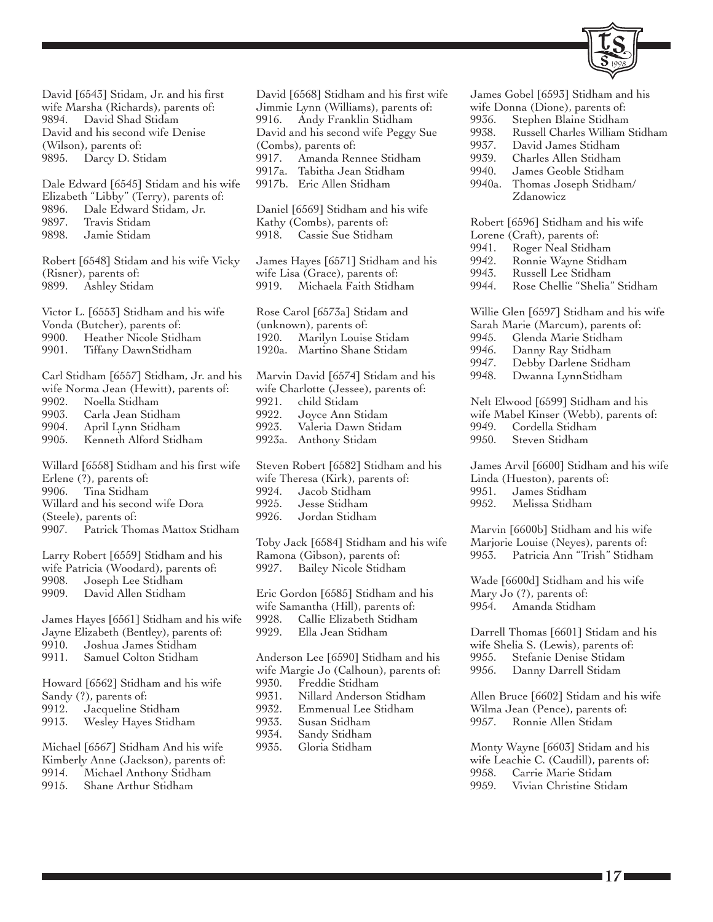David [6543] Stidam, Jr. and his first wife Marsha (Richards), parents of:
9894. David Shad Stidam
David and his second wife Denise (Wilson), parents of:
9895. Darcy D. Stidam

Dale Edward [6545] Stidam and his wife Elizabeth "Libby" (Terry), parents of:
9896. Dale Edward Stidam, Jr.
9897. Travis Stidam
9898. Jamie Stidam

Robert [6548] Stidam and his wife Vicky (Risner), parents of:
9899. Ashley Stidam

Victor L. [6553] Stidham and his wife Vonda (Butcher), parents of:
9900. Heather Nicole Stidham
9901. Tiffany DawnStidham

Carl Stidham [6557] Stidham, Jr. and his wife Norma Jean (Hewitt), parents of:
9902. Noella Stidham
9903. Carla Jean Stidham
9904. April Lynn Stidham
9905. Kenneth Alford Stidham

Willard [6558] Stidham and his first wife Erlene (?), parents of:
9906. Tina Stidham
Willard and his second wife Dora (Steele), parents of:
9907. Patrick Thomas Mattox Stidham

Larry Robert [6559] Stidham and his wife Patricia (Woodard), parents of:
9908. Joseph Lee Stidham
9909. David Allen Stidham

James Hayes [6561] Stidham and his wife Jayne Elizabeth (Bentley), parents of:
9910. Joshua James Stidham
9911. Samuel Colton Stidham

Howard [6562] Stidham and his wife Sandy (?), parents of:
9912. Jacqueline Stidham
9913. Wesley Hayes Stidham

Michael [6567] Stidham And his wife Kimberly Anne (Jackson), parents of:
9914. Michael Anthony Stidham
9915. Shane Arthur Stidham

David [6568] Stidham and his first wife Jimmie Lynn (Williams), parents of:
9916. Andy Franklin Stidham
David and his second wife Peggy Sue (Combs), parents of:
9917. Amanda Rennee Stidham
9917a. Tabitha Jean Stidham
9917b. Eric Allen Stidham

Daniel [6569] Stidham and his wife Kathy (Combs), parents of:
9918. Cassie Sue Stidham

James Hayes [6571] Stidham and his wife Lisa (Grace), parents of:
9919. Michaela Faith Stidham

Rose Carol [6573a] Stidam and (unknown), parents of:
1920. Marilyn Louise Stidam
1920a. Martino Shane Stidam

Marvin David [6574] Stidam and his wife Charlotte (Jessee), parents of:
9921. child Stidam
9922. Joyce Ann Stidam
9923. Valeria Dawn Stidam
9923a. Anthony Stidam

Steven Robert [6582] Stidham and his wife Theresa (Kirk), parents of:
9924. Jacob Stidham
9925. Jesse Stidham
9926. Jordan Stidham

Toby Jack [6584] Stidham and his wife Ramona (Gibson), parents of:
9927. Bailey Nicole Stidham

Eric Gordon [6585] Stidham and his wife Samantha (Hill), parents of:
9928. Callie Elizabeth Stidham
9929. Ella Jean Stidham

Anderson Lee [6590] Stidham and his wife Margie Jo (Calhoun), parents of:
9930. Freddie Stidham
9931. Nillard Anderson Stidham
9932. Emmenual Lee Stidham
9933. Susan Stidham
9934. Sandy Stidham
9935. Gloria Stidham

James Gobel [6593] Stidham and his wife Donna (Dione), parents of:
9936. Stephen Blaine Stidham
9938. Russell Charles William Stidham
9937. David James Stidham
9939. Charles Allen Stidham
9940. James Geoble Stidham
9940a. Thomas Joseph Stidham/Zdanowicz

Robert [6596] Stidham and his wife Lorene (Craft), parents of:
9941. Roger Neal Stidham
9942. Ronnie Wayne Stidham
9943. Russell Lee Stidham
9944. Rose Chellie "Shelia" Stidham

Willie Glen [6597] Stidham and his wife Sarah Marie (Marcum), parents of:
9945. Glenda Marie Stidham
9946. Danny Ray Stidham
9947. Debby Darlene Stidham
9948. Dwanna LynnStidham

Nelt Elwood [6599] Stidham and his wife Mabel Kinser (Webb), parents of:
9949. Cordella Stidham
9950. Steven Stidham

James Arvil [6600] Stidham and his wife Linda (Hueston), parents of:
9951. James Stidham
9952. Melissa Stidham

Marvin [6600b] Stidham and his wife Marjorie Louise (Neyes), parents of:
9953. Patricia Ann "Trish" Stidham

Wade [6600d] Stidham and his wife Mary Jo (?), parents of:
9954. Amanda Stidham

Darrell Thomas [6601] Stidam and his wife Shelia S. (Lewis), parents of:
9955. Stefanie Denise Stidam
9956. Danny Darrell Stidam

Allen Bruce [6602] Stidam and his wife Wilma Jean (Pence), parents of:
9957. Ronnie Allen Stidam

Monty Wayne [6603] Stidam and his wife Leachie C. (Caudill), parents of:
9958. Carrie Marie Stidam
9959. Vivian Christine Stidam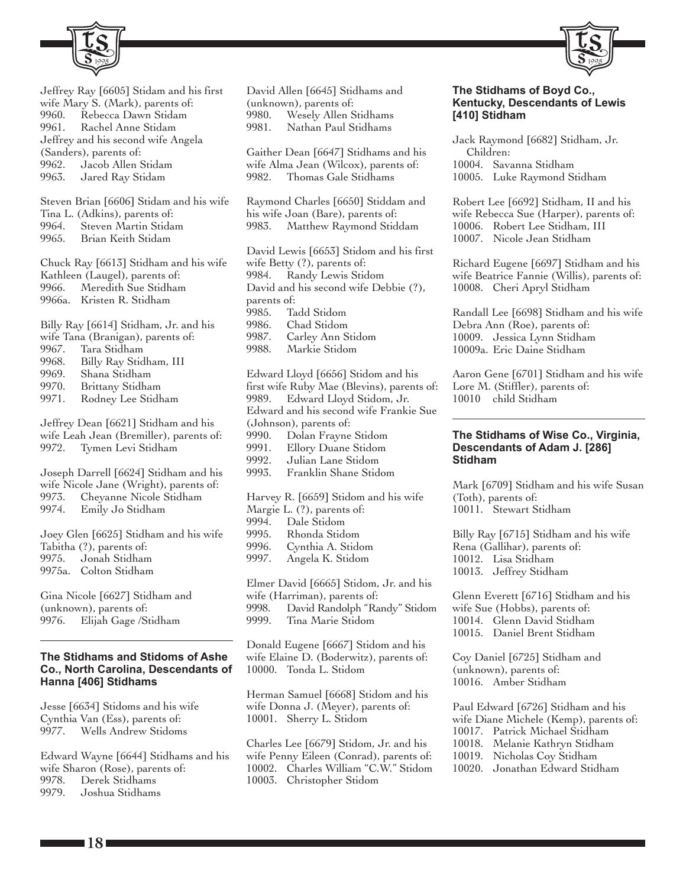Jeffrey Ray [6605] Stidam and his first wife Mary S. (Mark), parents of:
9960. Rebecca Dawn Stidam
9961. Rachel Anne Stidam
Jeffrey and his second wife Angela (Sanders), parents of:
9962. Jacob Allen Stidam
9963. Jared Ray Stidam

Steven Brian [6606] Stidam and his wife Tina L. (Adkins), parents of:
9964. Steven Martin Stidam
9965. Brian Keith Stidam

Chuck Ray [6613] Stidham and his wife Kathleen (Laugel), parents of:
9966. Meredith Sue Stidham
9966a. Kristen R. Stidham

Billy Ray [6614] Stidham, Jr. and his wife Tana (Branigan), parents of:
9967. Tara Stidham
9968. Billy Ray Stidham, III
9969. Shana Stidham
9970. Brittany Stidham
9971. Rodney Lee Stidham

Jeffrey Dean [6621] Stidham and his wife Leah Jean (Bremiller), parents of:
9972. Tymen Levi Stidham

Joseph Darrell [6624] Stidham and his wife Nicole Jane (Wright), parents of:
9973. Cheyanne Nicole Stidham
9974. Emily Jo Stidham

Joey Glen [6625] Stidham and his wife Tabitha (?), parents of:
9975. Jonah Stidham
9975a. Colton Stidham

Gina Nicole [6627] Stidham and (unknown), parents of:
9976. Elijah Gage /Stidham

---

### The Stidhams and Stidoms of Ashe Co., North Carolina, Descendants of Hanna [406] Stidhams

Jesse [6634] Stidoms and his wife Cynthia Van (Ess), parents of:
9977. Wells Andrew Stidoms

Edward Wayne [6644] Stidhams and his wife Sharon (Rose), parents of:
9978. Derek Stidhams
9979. Joshua Stidhams

David Allen [6645] Stidhams and (unknown), parents of:
9980. Wesely Allen Stidhams
9981. Nathan Paul Stidhams

Gaither Dean [6647] Stidhams and his wife Alma Jean (Wilcox), parents of:
9982. Thomas Gale Stidhams

Raymond Charles [6650] Stiddam and his wife Joan (Bare), parents of:
9983. Matthew Raymond Stiddam

David Lewis [6653] Stidom and his first wife Betty (?), parents of:
9984. Randy Lewis Stidom
David and his second wife Debbie (?), parents of:
9985. Tadd Stidom
9986. Chad Stidom
9987. Carley Ann Stidom
9988. Markie Stidom

Edward Lloyd [6656] Stidom and his first wife Ruby Mae (Blevins), parents of:
9989. Edward Lloyd Stidom, Jr.
Edward and his second wife Frankie Sue (Johnson), parents of:
9990. Dolan Frayne Stidom
9991. Ellory Duane Stidom
9992. Julian Lane Stidom
9993. Franklin Shane Stidom

Harvey R. [6659] Stidom and his wife Margie L. (?), parents of:
9994. Dale Stidom
9995. Rhonda Stidom
9996. Cynthia A. Stidom
9997. Angela K. Stidom

Elmer David [6665] Stidom, Jr. and his wife (Harriman), parents of:
9998. David Randolph "Randy" Stidom
9999. Tina Marie Stidom

Donald Eugene [6667] Stidom and his wife Elaine D. (Boderwitz), parents of:
10000. Tonda L. Stidom

Herman Samuel [6668] Stidom and his wife Donna J. (Meyer), parents of:
10001. Sherry L. Stidom

Charles Lee [6679] Stidom, Jr. and his wife Penny Eileen (Conrad), parents of:
10002. Charles William "C.W." Stidom
10003. Christopher Stidom

### The Stidhams of Boyd Co., Kentucky, Descendants of Lewis [410] Stidham

Jack Raymond [6682] Stidham, Jr.
Children:
10004. Savanna Stidham
10005. Luke Raymond Stidham

Robert Lee [6692] Stidham, II and his wife Rebecca Sue (Harper), parents of:
10006. Robert Lee Stidham, III
10007. Nicole Jean Stidham

Richard Eugene [6697] Stidham and his wife Beatrice Fannie (Willis), parents of:
10008. Cheri Apryl Stidham

Randall Lee [6698] Stidham and his wife Debra Ann (Roe), parents of:
10009. Jessica Lynn Stidham
10009a. Eric Daine Stidham

Aaron Gene [6701] Stidham and his wife Lore M. (Stiffler), parents of:
10010 child Stidham

---

### The Stidhams of Wise Co., Virginia, Descendants of Adam J. [286] Stidham

Mark [6709] Stidham and his wife Susan (Toth), parents of:
10011. Stewart Stidham

Billy Ray [6715] Stidham and his wife Rena (Gallihar), parents of:
10012. Lisa Stidham
10013. Jeffrey Stidham

Glenn Everett [6716] Stidham and his wife Sue (Hobbs), parents of:
10014. Glenn David Stidham
10015. Daniel Brent Stidham

Coy Daniel [6725] Stidham and (unknown), parents of:
10016. Amber Stidham

Paul Edward [6726] Stidham and his wife Diane Michele (Kemp), parents of:
10017. Patrick Michael Stidham
10018. Melanie Kathryn Stidham
10019. Nicholas Coy Stidham
10020. Jonathan Edward Stidham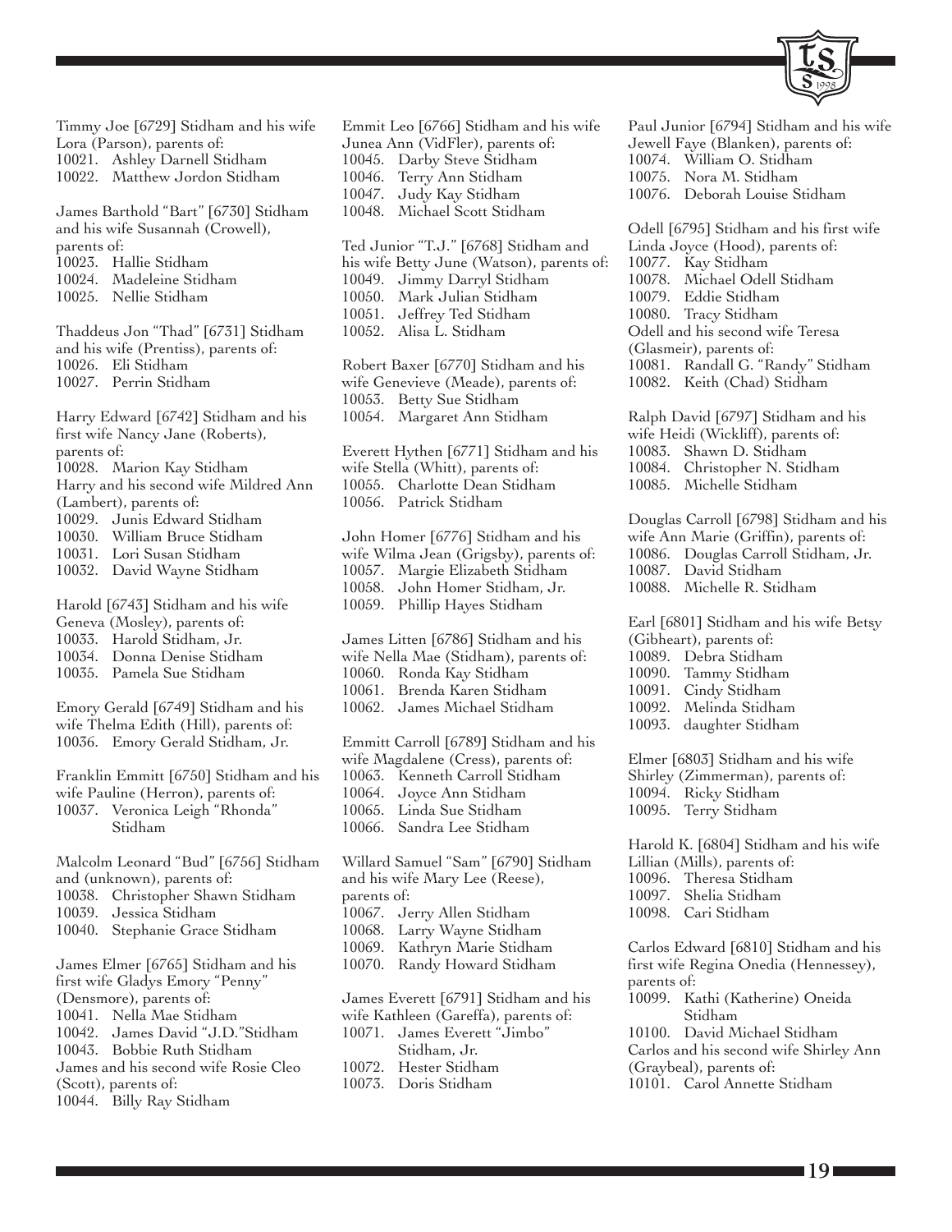Timmy Joe [6729] Stidham and his wife Lora (Parson), parents of:
10021. Ashley Darnell Stidham
10022. Matthew Jordon Stidham

James Barthold "Bart" [6730] Stidham and his wife Susannah (Crowell), parents of:
10023. Hallie Stidham
10024. Madeleine Stidham
10025. Nellie Stidham

Thaddeus Jon "Thad" [6731] Stidham and his wife (Prentiss), parents of:
10026. Eli Stidham
10027. Perrin Stidham

Harry Edward [6742] Stidham and his first wife Nancy Jane (Roberts), parents of:
10028. Marion Kay Stidham
Harry and his second wife Mildred Ann (Lambert), parents of:
10029. Junis Edward Stidham
10030. William Bruce Stidham
10031. Lori Susan Stidham
10032. David Wayne Stidham

Harold [6743] Stidham and his wife Geneva (Mosley), parents of:
10033. Harold Stidham, Jr.
10034. Donna Denise Stidham
10035. Pamela Sue Stidham

Emory Gerald [6749] Stidham and his wife Thelma Edith (Hill), parents of:
10036. Emory Gerald Stidham, Jr.

Franklin Emmitt [6750] Stidham and his wife Pauline (Herron), parents of:
10037. Veronica Leigh "Rhonda" Stidham

Malcolm Leonard "Bud" [6756] Stidham and (unknown), parents of:
10038. Christopher Shawn Stidham
10039. Jessica Stidham
10040. Stephanie Grace Stidham

James Elmer [6765] Stidham and his first wife Gladys Emory "Penny" (Densmore), parents of:
10041. Nella Mae Stidham
10042. James David "J.D."Stidham
10043. Bobbie Ruth Stidham
James and his second wife Rosie Cleo (Scott), parents of:
10044. Billy Ray Stidham

Emmit Leo [6766] Stidham and his wife Junea Ann (VidFler), parents of:
10045. Darby Steve Stidham
10046. Terry Ann Stidham
10047. Judy Kay Stidham
10048. Michael Scott Stidham

Ted Junior "T.J." [6768] Stidham and his wife Betty June (Watson), parents of:
10049. Jimmy Darryl Stidham
10050. Mark Julian Stidham
10051. Jeffrey Ted Stidham
10052. Alisa L. Stidham

Robert Baxer [6770] Stidham and his wife Genevieve (Meade), parents of:
10053. Betty Sue Stidham
10054. Margaret Ann Stidham

Everett Hythen [6771] Stidham and his wife Stella (Whitt), parents of:
10055. Charlotte Dean Stidham
10056. Patrick Stidham

John Homer [6776] Stidham and his wife Wilma Jean (Grigsby), parents of:
10057. Margie Elizabeth Stidham
10058. John Homer Stidham, Jr.
10059. Phillip Hayes Stidham

James Litten [6786] Stidham and his wife Nella Mae (Stidham), parents of:
10060. Ronda Kay Stidham
10061. Brenda Karen Stidham
10062. James Michael Stidham

Emmitt Carroll [6789] Stidham and his wife Magdalene (Cress), parents of:
10063. Kenneth Carroll Stidham
10064. Joyce Ann Stidham
10065. Linda Sue Stidham
10066. Sandra Lee Stidham

Willard Samuel "Sam" [6790] Stidham and his wife Mary Lee (Reese), parents of:
10067. Jerry Allen Stidham
10068. Larry Wayne Stidham
10069. Kathryn Marie Stidham
10070. Randy Howard Stidham

James Everett [6791] Stidham and his wife Kathleen (Gareffa), parents of:
10071. James Everett "Jimbo" Stidham, Jr.
10072. Hester Stidham
10073. Doris Stidham

Paul Junior [6794] Stidham and his wife Jewell Faye (Blanken), parents of:
10074. William O. Stidham
10075. Nora M. Stidham
10076. Deborah Louise Stidham

Odell [6795] Stidham and his first wife Linda Joyce (Hood), parents of:
10077. Kay Stidham
10078. Michael Odell Stidham
10079. Eddie Stidham
10080. Tracy Stidham
Odell and his second wife Teresa (Glasmeir), parents of:
10081. Randall G. "Randy" Stidham
10082. Keith (Chad) Stidham

Ralph David [6797] Stidham and his wife Heidi (Wickliff), parents of:
10083. Shawn D. Stidham
10084. Christopher N. Stidham
10085. Michelle Stidham

Douglas Carroll [6798] Stidham and his wife Ann Marie (Griffin), parents of:
10086. Douglas Carroll Stidham, Jr.
10087. David Stidham
10088. Michelle R. Stidham

Earl [6801] Stidham and his wife Betsy (Gibheart), parents of:
10089. Debra Stidham
10090. Tammy Stidham
10091. Cindy Stidham
10092. Melinda Stidham
10093. daughter Stidham

Elmer [6803] Stidham and his wife Shirley (Zimmerman), parents of:
10094. Ricky Stidham
10095. Terry Stidham

Harold K. [6804] Stidham and his wife Lillian (Mills), parents of:
10096. Theresa Stidham
10097. Shelia Stidham
10098. Cari Stidham

Carlos Edward [6810] Stidham and his first wife Regina Onedia (Hennessey), parents of:
10099. Kathi (Katherine) Oneida Stidham
10100. David Michael Stidham
Carlos and his second wife Shirley Ann (Graybeal), parents of:
10101. Carol Annette Stidham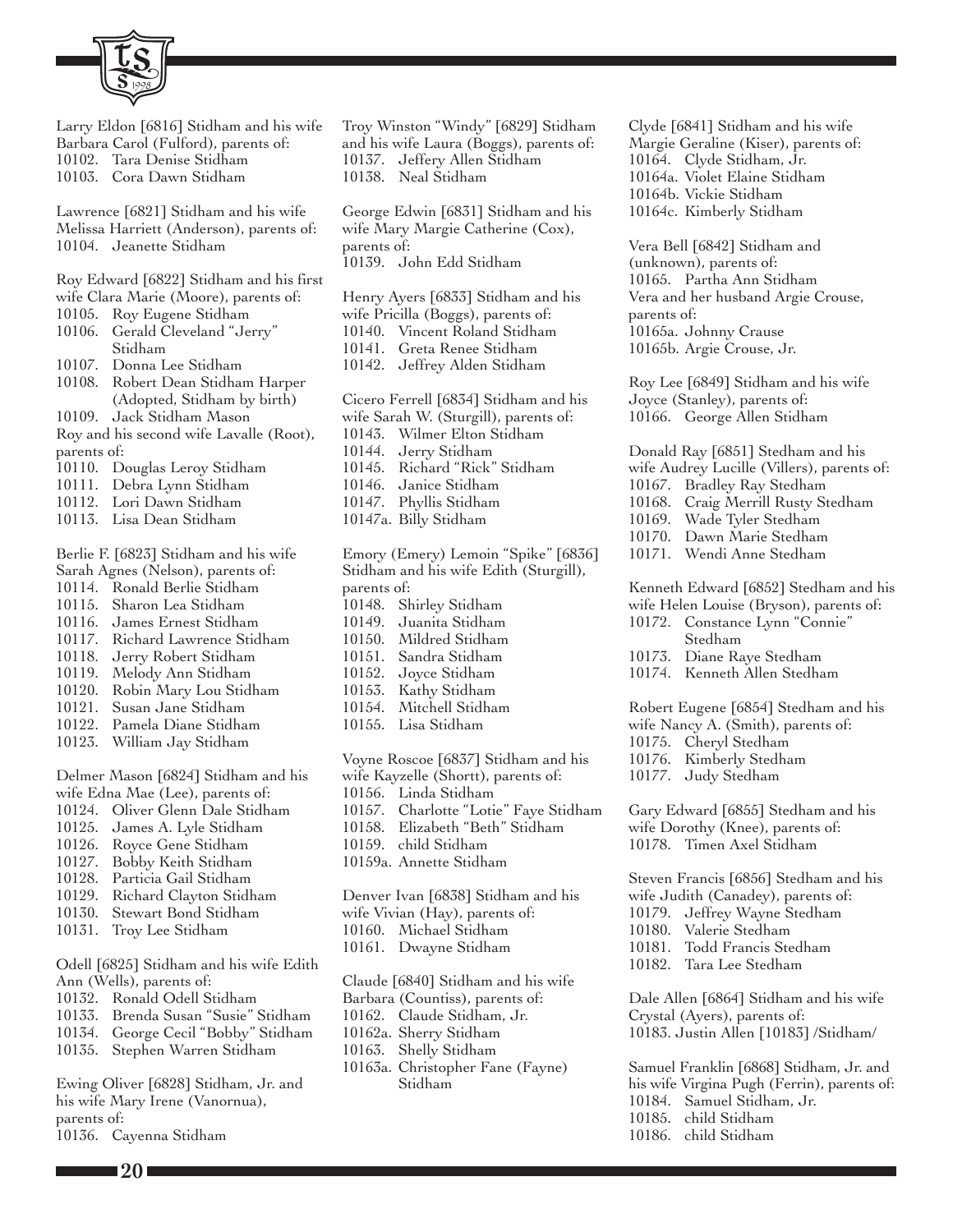Larry Eldon [6816] Stidham and his wife Barbara Carol (Fulford), parents of:
10102. Tara Denise Stidham
10103. Cora Dawn Stidham

Lawrence [6821] Stidham and his wife Melissa Harriett (Anderson), parents of:
10104. Jeanette Stidham

Roy Edward [6822] Stidham and his first wife Clara Marie (Moore), parents of:
10105. Roy Eugene Stidham
10106. Gerald Cleveland "Jerry" Stidham
10107. Donna Lee Stidham
10108. Robert Dean Stidham Harper (Adopted, Stidham by birth)
10109. Jack Stidham Mason
Roy and his second wife Lavalle (Root), parents of:
10110. Douglas Leroy Stidham
10111. Debra Lynn Stidham
10112. Lori Dawn Stidham
10113. Lisa Dean Stidham

Berlie F. [6823] Stidham and his wife Sarah Agnes (Nelson), parents of:
10114. Ronald Berlie Stidham
10115. Sharon Lea Stidham
10116. James Ernest Stidham
10117. Richard Lawrence Stidham
10118. Jerry Robert Stidham
10119. Melody Ann Stidham
10120. Robin Mary Lou Stidham
10121. Susan Jane Stidham
10122. Pamela Diane Stidham
10123. William Jay Stidham

Delmer Mason [6824] Stidham and his wife Edna Mae (Lee), parents of:
10124. Oliver Glenn Dale Stidham
10125. James A. Lyle Stidham
10126. Royce Gene Stidham
10127. Bobby Keith Stidham
10128. Particia Gail Stidham
10129. Richard Clayton Stidham
10130. Stewart Bond Stidham
10131. Troy Lee Stidham

Odell [6825] Stidham and his wife Edith Ann (Wells), parents of:
10132. Ronald Odell Stidham
10133. Brenda Susan "Susie" Stidham
10134. George Cecil "Bobby" Stidham
10135. Stephen Warren Stidham

Ewing Oliver [6828] Stidham, Jr. and his wife Mary Irene (Vanornua), parents of:
10136. Cayenna Stidham

Troy Winston "Windy" [6829] Stidham and his wife Laura (Boggs), parents of:
10137. Jeffery Allen Stidham
10138. Neal Stidham

George Edwin [6831] Stidham and his wife Mary Margie Catherine (Cox), parents of:
10139. John Edd Stidham

Henry Ayers [6833] Stidham and his wife Pricilla (Boggs), parents of:
10140. Vincent Roland Stidham
10141. Greta Renee Stidham
10142. Jeffrey Alden Stidham

Cicero Ferrell [6834] Stidham and his wife Sarah W. (Sturgill), parents of:
10143. Wilmer Elton Stidham
10144. Jerry Stidham
10145. Richard "Rick" Stidham
10146. Janice Stidham
10147. Phyllis Stidham
10147a. Billy Stidham

Emory (Emery) Lemoin "Spike" [6836] Stidham and his wife Edith (Sturgill), parents of:
10148. Shirley Stidham
10149. Juanita Stidham
10150. Mildred Stidham
10151. Sandra Stidham
10152. Joyce Stidham
10153. Kathy Stidham
10154. Mitchell Stidham
10155. Lisa Stidham

Voyne Roscoe [6837] Stidham and his wife Kayzelle (Shortt), parents of:
10156. Linda Stidham
10157. Charlotte "Lotie" Faye Stidham
10158. Elizabeth "Beth" Stidham
10159. child Stidham
10159a. Annette Stidham

Denver Ivan [6838] Stidham and his wife Vivian (Hay), parents of:
10160. Michael Stidham
10161. Dwayne Stidham

Claude [6840] Stidham and his wife Barbara (Countiss), parents of:
10162. Claude Stidham, Jr.
10162a. Sherry Stidham
10163. Shelly Stidham
10163a. Christopher Fane (Fayne) Stidham

Clyde [6841] Stidham and his wife Margie Geraline (Kiser), parents of:
10164. Clyde Stidham, Jr.
10164a. Violet Elaine Stidham
10164b. Vickie Stidham
10164c. Kimberly Stidham

Vera Bell [6842] Stidham and (unknown), parents of:
10165. Partha Ann Stidham
Vera and her husband Argie Crouse, parents of:
10165a. Johnny Crause
10165b. Argie Crouse, Jr.

Roy Lee [6849] Stidham and his wife Joyce (Stanley), parents of:
10166. George Allen Stidham

Donald Ray [6851] Stedham and his wife Audrey Lucille (Villers), parents of:
10167. Bradley Ray Stedham
10168. Craig Merrill Rusty Stedham
10169. Wade Tyler Stedham
10170. Dawn Marie Stedham
10171. Wendi Anne Stedham

Kenneth Edward [6852] Stedham and his wife Helen Louise (Bryson), parents of:
10172. Constance Lynn "Connie" Stedham
10173. Diane Raye Stedham
10174. Kenneth Allen Stedham

Robert Eugene [6854] Stedham and his wife Nancy A. (Smith), parents of:
10175. Cheryl Stedham
10176. Kimberly Stedham
10177. Judy Stedham

Gary Edward [6855] Stedham and his wife Dorothy (Knee), parents of:
10178. Timen Axel Stidham

Steven Francis [6856] Stedham and his wife Judith (Canadey), parents of:
10179. Jeffrey Wayne Stedham
10180. Valerie Stedham
10181. Todd Francis Stedham
10182. Tara Lee Stedham

Dale Allen [6864] Stidham and his wife Crystal (Ayers), parents of:
10183. Justin Allen [10183] /Stidham/

Samuel Franklin [6868] Stidham, Jr. and his wife Virgina Pugh (Ferrin), parents of:
10184. Samuel Stidham, Jr.
10185. child Stidham
10186. child Stidham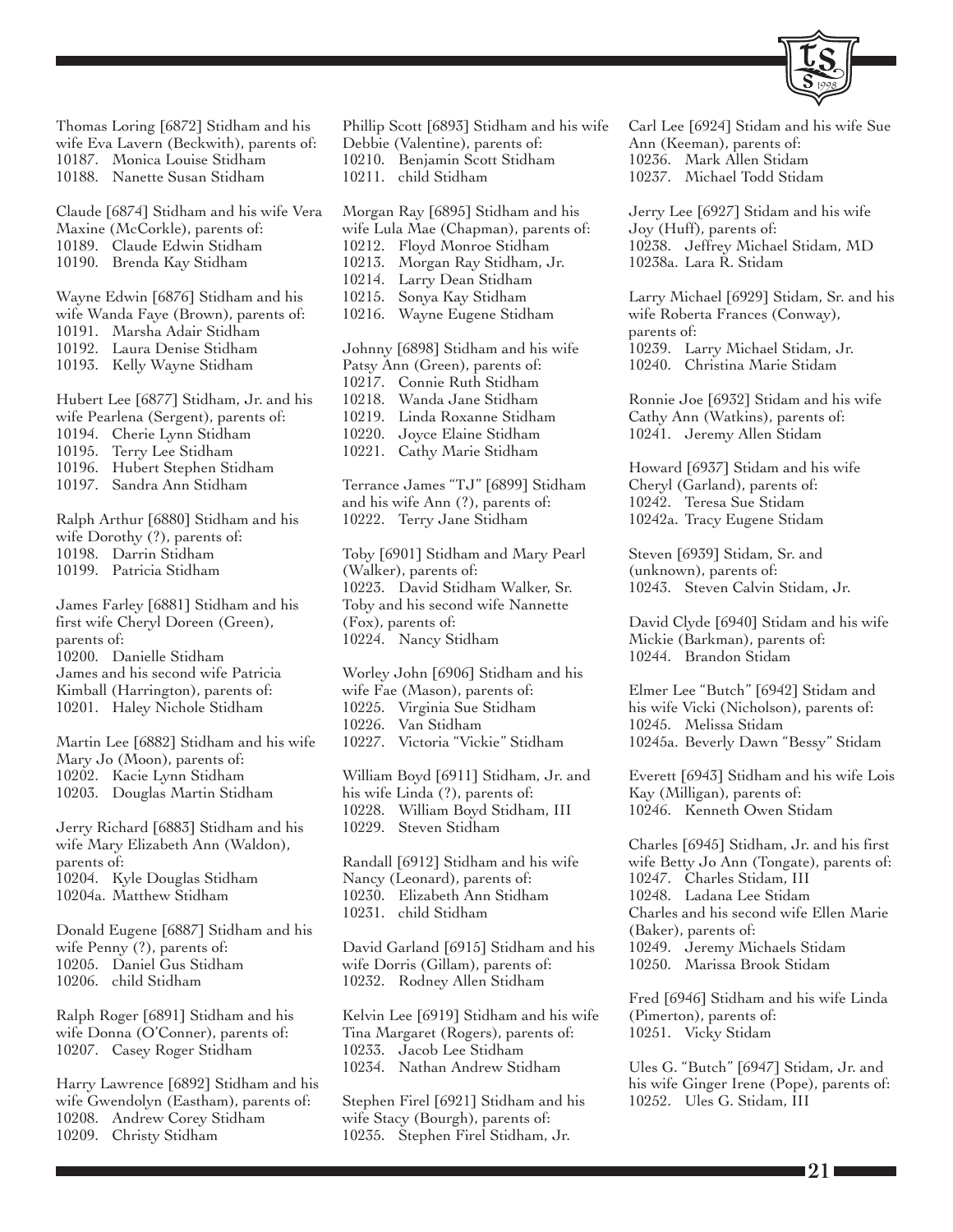Thomas Loring [6872] Stidham and his wife Eva Lavern (Beckwith), parents of:
10187. Monica Louise Stidham
10188. Nanette Susan Stidham

Claude [6874] Stidham and his wife Vera Maxine (McCorkle), parents of:
10189. Claude Edwin Stidham
10190. Brenda Kay Stidham

Wayne Edwin [6876] Stidham and his wife Wanda Faye (Brown), parents of:
10191. Marsha Adair Stidham
10192. Laura Denise Stidham
10193. Kelly Wayne Stidham

Hubert Lee [6877] Stidham, Jr. and his wife Pearlena (Sergent), parents of:
10194. Cherie Lynn Stidham
10195. Terry Lee Stidham
10196. Hubert Stephen Stidham
10197. Sandra Ann Stidham

Ralph Arthur [6880] Stidham and his wife Dorothy (?), parents of:
10198. Darrin Stidham
10199. Patricia Stidham

James Farley [6881] Stidham and his first wife Cheryl Doreen (Green), parents of:
10200. Danielle Stidham
James and his second wife Patricia Kimball (Harrington), parents of:
10201. Haley Nichole Stidham

Martin Lee [6882] Stidham and his wife Mary Jo (Moon), parents of:
10202. Kacie Lynn Stidham
10203. Douglas Martin Stidham

Jerry Richard [6883] Stidham and his wife Mary Elizabeth Ann (Waldon), parents of:
10204. Kyle Douglas Stidham
10204a. Matthew Stidham

Donald Eugene [6887] Stidham and his wife Penny (?), parents of:
10205. Daniel Gus Stidham
10206. child Stidham

Ralph Roger [6891] Stidham and his wife Donna (O'Conner), parents of:
10207. Casey Roger Stidham

Harry Lawrence [6892] Stidham and his wife Gwendolyn (Eastham), parents of:
10208. Andrew Corey Stidham
10209. Christy Stidham

Phillip Scott [6893] Stidham and his wife Debbie (Valentine), parents of:
10210. Benjamin Scott Stidham
10211. child Stidham

Morgan Ray [6895] Stidham and his wife Lula Mae (Chapman), parents of:
10212. Floyd Monroe Stidham
10213. Morgan Ray Stidham, Jr.
10214. Larry Dean Stidham
10215. Sonya Kay Stidham
10216. Wayne Eugene Stidham

Johnny [6898] Stidham and his wife Patsy Ann (Green), parents of:
10217. Connie Ruth Stidham
10218. Wanda Jane Stidham
10219. Linda Roxanne Stidham
10220. Joyce Elaine Stidham
10221. Cathy Marie Stidham

Terrance James "TJ" [6899] Stidham and his wife Ann (?), parents of:
10222. Terry Jane Stidham

Toby [6901] Stidham and Mary Pearl (Walker), parents of:
10223. David Stidham Walker, Sr.
Toby and his second wife Nannette (Fox), parents of:
10224. Nancy Stidham

Worley John [6906] Stidham and his wife Fae (Mason), parents of:
10225. Virginia Sue Stidham
10226. Van Stidham
10227. Victoria "Vickie" Stidham

William Boyd [6911] Stidham, Jr. and his wife Linda (?), parents of:
10228. William Boyd Stidham, III
10229. Steven Stidham

Randall [6912] Stidham and his wife Nancy (Leonard), parents of:
10230. Elizabeth Ann Stidham
10231. child Stidham

David Garland [6915] Stidham and his wife Dorris (Gillam), parents of:
10232. Rodney Allen Stidham

Kelvin Lee [6919] Stidham and his wife Tina Margaret (Rogers), parents of:
10233. Jacob Lee Stidham
10234. Nathan Andrew Stidham

Stephen Firel [6921] Stidham and his wife Stacy (Bourgh), parents of:
10235. Stephen Firel Stidham, Jr.

Carl Lee [6924] Stidam and his wife Sue Ann (Keeman), parents of:
10236. Mark Allen Stidam
10237. Michael Todd Stidam

Jerry Lee [6927] Stidam and his wife Joy (Huff), parents of:
10238. Jeffrey Michael Stidam, MD
10238a. Lara R. Stidam

Larry Michael [6929] Stidam, Sr. and his wife Roberta Frances (Conway), parents of:
10239. Larry Michael Stidam, Jr.
10240. Christina Marie Stidam

Ronnie Joe [6932] Stidam and his wife Cathy Ann (Watkins), parents of:
10241. Jeremy Allen Stidam

Howard [6937] Stidam and his wife Cheryl (Garland), parents of:
10242. Teresa Sue Stidam
10242a. Tracy Eugene Stidam

Steven [6939] Stidam, Sr. and (unknown), parents of:
10243. Steven Calvin Stidam, Jr.

David Clyde [6940] Stidam and his wife Mickie (Barkman), parents of:
10244. Brandon Stidam

Elmer Lee "Butch" [6942] Stidam and his wife Vicki (Nicholson), parents of:
10245. Melissa Stidam
10245a. Beverly Dawn "Bessy" Stidam

Everett [6943] Stidham and his wife Lois Kay (Milligan), parents of:
10246. Kenneth Owen Stidam

Charles [6945] Stidham, Jr. and his first wife Betty Jo Ann (Tongate), parents of:
10247. Charles Stidam, III
10248. Ladana Lee Stidam
Charles and his second wife Ellen Marie (Baker), parents of:
10249. Jeremy Michaels Stidam
10250. Marissa Brook Stidam

Fred [6946] Stidham and his wife Linda (Pimerton), parents of:
10251. Vicky Stidam

Ules G. "Butch" [6947] Stidam, Jr. and his wife Ginger Irene (Pope), parents of:
10252. Ules G. Stidam, III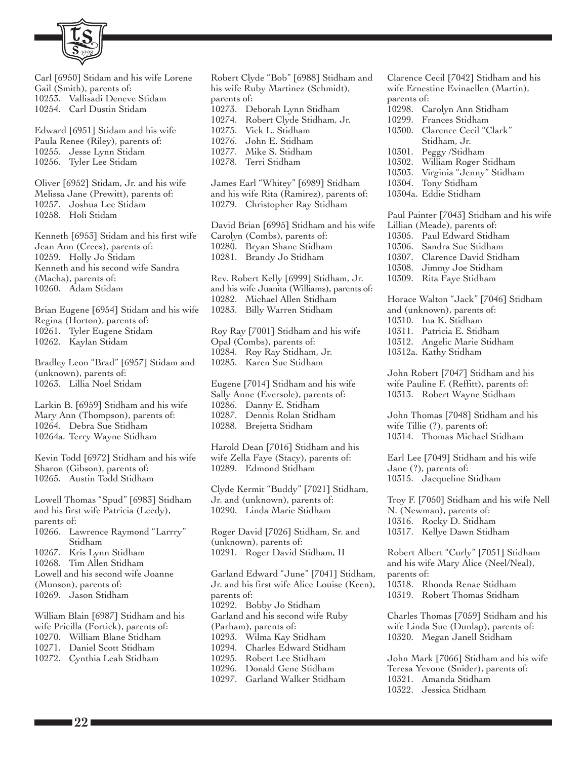Carl [6950] Stidam and his wife Lorene Gail (Smith), parents of:
10253. Vallisadi Deneve Stidam
10254. Carl Dustin Stidam

Edward [6951] Stidam and his wife Paula Renee (Riley), parents of:
10255. Jesse Lynn Stidam
10256. Tyler Lee Stidam

Oliver [6952] Stidam, Jr. and his wife Melissa Jane (Prewitt), parents of:
10257. Joshua Lee Stidam
10258. Holi Stidam

Kenneth [6953] Stidam and his first wife Jean Ann (Crees), parents of:
10259. Holly Jo Stidam
Kenneth and his second wife Sandra (Macha), parents of:
10260. Adam Stidam

Brian Eugene [6954] Stidam and his wife Regina (Horton), parents of:
10261. Tyler Eugene Stidam
10262. Kaylan Stidam

Bradley Leon "Brad" [6957] Stidam and (unknown), parents of:
10263. Lillia Noel Stidam

Larkin B. [6959] Stidham and his wife Mary Ann (Thompson), parents of:
10264. Debra Sue Stidham
10264a. Terry Wayne Stidham

Kevin Todd [6972] Stidham and his wife Sharon (Gibson), parents of:
10265. Austin Todd Stidham

Lowell Thomas "Spud" [6983] Stidham and his first wife Patricia (Leedy), parents of:
10266. Lawrence Raymond "Larrry" Stidham
10267. Kris Lynn Stidham
10268. Tim Allen Stidham
Lowell and his second wife Joanne (Munson), parents of:
10269. Jason Stidham

William Blain [6987] Stidham and his wife Pricilla (Fortick), parents of:
10270. William Blane Stidham
10271. Daniel Scott Stidham
10272. Cynthia Leah Stidham

Robert Clyde "Bob" [6988] Stidham and his wife Ruby Martinez (Schmidt), parents of:
10273. Deborah Lynn Stidham
10274. Robert Clyde Stidham, Jr.
10275. Vick L. Stidham
10276. John E. Stidham
10277. Mike S. Stidham
10278. Terri Stidham

James Earl "Whitey" [6989] Stidham and his wife Rita (Ramirez), parents of:
10279. Christopher Ray Stidham

David Brian [6995] Stidham and his wife Carolyn (Combs), parents of:
10280. Bryan Shane Stidham
10281. Brandy Jo Stidham

Rev. Robert Kelly [6999] Stidham, Jr. and his wife Juanita (Williams), parents of:
10282. Michael Allen Stidham
10283. Billy Warren Stidham

Roy Ray [7001] Stidham and his wife Opal (Combs), parents of:
10284. Roy Ray Stidham, Jr.
10285. Karen Sue Stidham

Eugene [7014] Stidham and his wife Sally Anne (Eversole), parents of:
10286. Danny E. Stidham
10287. Dennis Rolan Stidham
10288. Brejetta Stidham

Harold Dean [7016] Stidham and his wife Zella Faye (Stacy), parents of:
10289. Edmond Stidham

Clyde Kermit "Buddy" [7021] Stidham, Jr. and (unknown), parents of:
10290. Linda Marie Stidham

Roger David [7026] Stidham, Sr. and (unknown), parents of:
10291. Roger David Stidham, II

Garland Edward "June" [7041] Stidham, Jr. and his first wife Alice Louise (Keen), parents of:
10292. Bobby Jo Stidham
Garland and his second wife Ruby (Parham), parents of:
10293. Wilma Kay Stidham
10294. Charles Edward Stidham
10295. Robert Lee Stidham
10296. Donald Gene Stidham
10297. Garland Walker Stidham

Clarence Cecil [7042] Stidham and his wife Ernestine Evinaellen (Martin), parents of:
10298. Carolyn Ann Stidham
10299. Frances Stidham
10300. Clarence Cecil "Clark" Stidham, Jr.
10301. Peggy /Stidham
10302. William Roger Stidham
10303. Virginia "Jenny" Stidham
10304. Tony Stidham
10304a. Eddie Stidham

Paul Painter [7043] Stidham and his wife Lillian (Meade), parents of:
10305. Paul Edward Stidham
10306. Sandra Sue Stidham
10307. Clarence David Stidham
10308. Jimmy Joe Stidham
10309. Rita Faye Stidham

Horace Walton "Jack" [7046] Stidham and (unknown), parents of:
10310. Ina K. Stidham
10311. Patricia E. Stidham
10312. Angelic Marie Stidham
10312a. Kathy Stidham

John Robert [7047] Stidham and his wife Pauline F. (Reffitt), parents of:
10313. Robert Wayne Stidham

John Thomas [7048] Stidham and his wife Tillie (?), parents of:
10314. Thomas Michael Stidham

Earl Lee [7049] Stidham and his wife Jane (?), parents of:
10315. Jacqueline Stidham

Troy F. [7050] Stidham and his wife Nell N. (Newman), parents of:
10316. Rocky D. Stidham
10317. Kellye Dawn Stidham

Robert Albert "Curly" [7051] Stidham and his wife Mary Alice (Neel/Neal), parents of:
10318. Rhonda Renae Stidham
10319. Robert Thomas Stidham

Charles Thomas [7059] Stidham and his wife Linda Sue (Dunlap), parents of:
10320. Megan Janell Stidham

John Mark [7066] Stidham and his wife Teresa Yevone (Snider), parents of:
10321. Amanda Stidham
10322. Jessica Stidham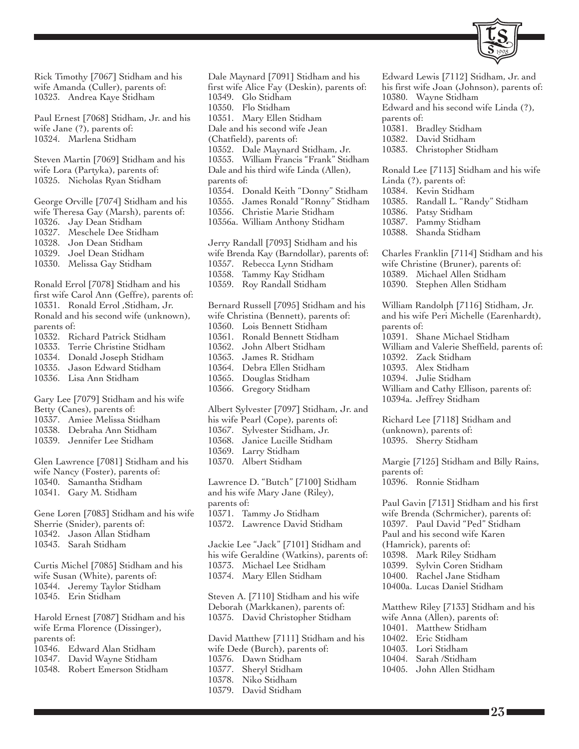Rick Timothy [7067] Stidham and his wife Amanda (Culler), parents of:
10323. Andrea Kaye Stidham

Paul Ernest [7068] Stidham, Jr. and his wife Jane (?), parents of:
10324. Marlena Stidham

Steven Martin [7069] Stidham and his wife Lora (Partyka), parents of:
10325. Nicholas Ryan Stidham

George Orville [7074] Stidham and his wife Theresa Gay (Marsh), parents of:
10326. Jay Dean Stidham
10327. Meschele Dee Stidham
10328. Jon Dean Stidham
10329. Joel Dean Stidham
10330. Melissa Gay Stidham

Ronald Errol [7078] Stidham and his first wife Carol Ann (Geffre), parents of:
10331. Ronald Errol ,Stidham, Jr.
Ronald and his second wife (unknown), parents of:
10332. Richard Patrick Stidham
10333. Terrie Christine Stidham
10334. Donald Joseph Stidham
10335. Jason Edward Stidham
10336. Lisa Ann Stidham

Gary Lee [7079] Stidham and his wife Betty (Canes), parents of:
10337. Amiee Melissa Stidham
10338. Debraha Ann Stidham
10339. Jennifer Lee Stidham

Glen Lawrence [7081] Stidham and his wife Nancy (Foster), parents of:
10340. Samantha Stidham
10341. Gary M. Stidham

Gene Loren [7083] Stidham and his wife Sherrie (Snider), parents of:
10342. Jason Allan Stidham
10343. Sarah Stidham

Curtis Michel [7085] Stidham and his wife Susan (White), parents of:
10344. Jeremy Taylor Stidham
10345. Erin Stidham

Harold Ernest [7087] Stidham and his wife Erma Florence (Dissinger), parents of:
10346. Edward Alan Stidham
10347. David Wayne Stidham
10348. Robert Emerson Stidham

Dale Maynard [7091] Stidham and his first wife Alice Fay (Deskin), parents of:
10349. Glo Stidham
10350. Flo Stidham
10351. Mary Ellen Stidham
Dale and his second wife Jean (Chatfield), parents of:
10352. Dale Maynard Stidham, Jr.
10353. William Francis "Frank" Stidham
Dale and his third wife Linda (Allen), parents of:
10354. Donald Keith "Donny" Stidham
10355. James Ronald "Ronny" Stidham
10356. Christie Marie Stidham
10356a. William Anthony Stidham

Jerry Randall [7093] Stidham and his wife Brenda Kay (Barndollar), parents of:
10357. Rebecca Lynn Stidham
10358. Tammy Kay Stidham
10359. Roy Randall Stidham

Bernard Russell [7095] Stidham and his wife Christina (Bennett), parents of:
10360. Lois Bennett Stidham
10361. Ronald Bennett Stidham
10362. John Albert Stidham
10363. James R. Stidham
10364. Debra Ellen Stidham
10365. Douglas Stidham
10366. Gregory Stidham

Albert Sylvester [7097] Stidham, Jr. and his wife Pearl (Cope), parents of:
10367. Sylvester Stidham, Jr.
10368. Janice Lucille Stidham
10369. Larry Stidham
10370. Albert Stidham

Lawrence D. "Butch" [7100] Stidham and his wife Mary Jane (Riley), parents of:
10371. Tammy Jo Stidham
10372. Lawrence David Stidham

Jackie Lee "Jack" [7101] Stidham and his wife Geraldine (Watkins), parents of:
10373. Michael Lee Stidham
10374. Mary Ellen Stidham

Steven A. [7110] Stidham and his wife Deborah (Markkanen), parents of:
10375. David Christopher Stidham

David Matthew [7111] Stidham and his wife Dede (Burch), parents of:
10376. Dawn Stidham
10377. Sheryl Stidham
10378. Niko Stidham
10379. David Stidham

Edward Lewis [7112] Stidham, Jr. and his first wife Joan (Johnson), parents of:
10380. Wayne Stidham
Edward and his second wife Linda (?), parents of:
10381. Bradley Stidham
10382. David Stidham
10383. Christopher Stidham

Ronald Lee [7113] Stidham and his wife Linda (?), parents of:
10384. Kevin Stidham
10385. Randall L. "Randy" Stidham
10386. Patsy Stidham
10387. Pammy Stidham
10388. Shanda Stidham

Charles Franklin [7114] Stidham and his wife Christine (Bruner), parents of:
10389. Michael Allen Stidham
10390. Stephen Allen Stidham

William Randolph [7116] Stidham, Jr. and his wife Peri Michelle (Earenhardt), parents of:
10391. Shane Michael Stidham
William and Valerie Sheffield, parents of:
10392. Zack Stidham
10393. Alex Stidham
10394. Julie Stidham
William and Cathy Ellison, parents of:
10394a. Jeffrey Stidham

Richard Lee [7118] Stidham and (unknown), parents of:
10395. Sherry Stidham

Margie [7125] Stidham and Billy Rains, parents of:
10396. Ronnie Stidham

Paul Gavin [7131] Stidham and his first wife Brenda (Schrmicher), parents of:
10397. Paul David "Ped" Stidham
Paul and his second wife Karen (Hamrick), parents of:
10398. Mark Riley Stidham
10399. Sylvin Coren Stidham
10400. Rachel Jane Stidham
10400a. Lucas Daniel Stidham

Matthew Riley [7133] Stidham and his wife Anna (Allen), parents of:
10401. Matthew Stidham
10402. Eric Stidham
10403. Lori Stidham
10404. Sarah /Stidham
10405. John Allen Stidham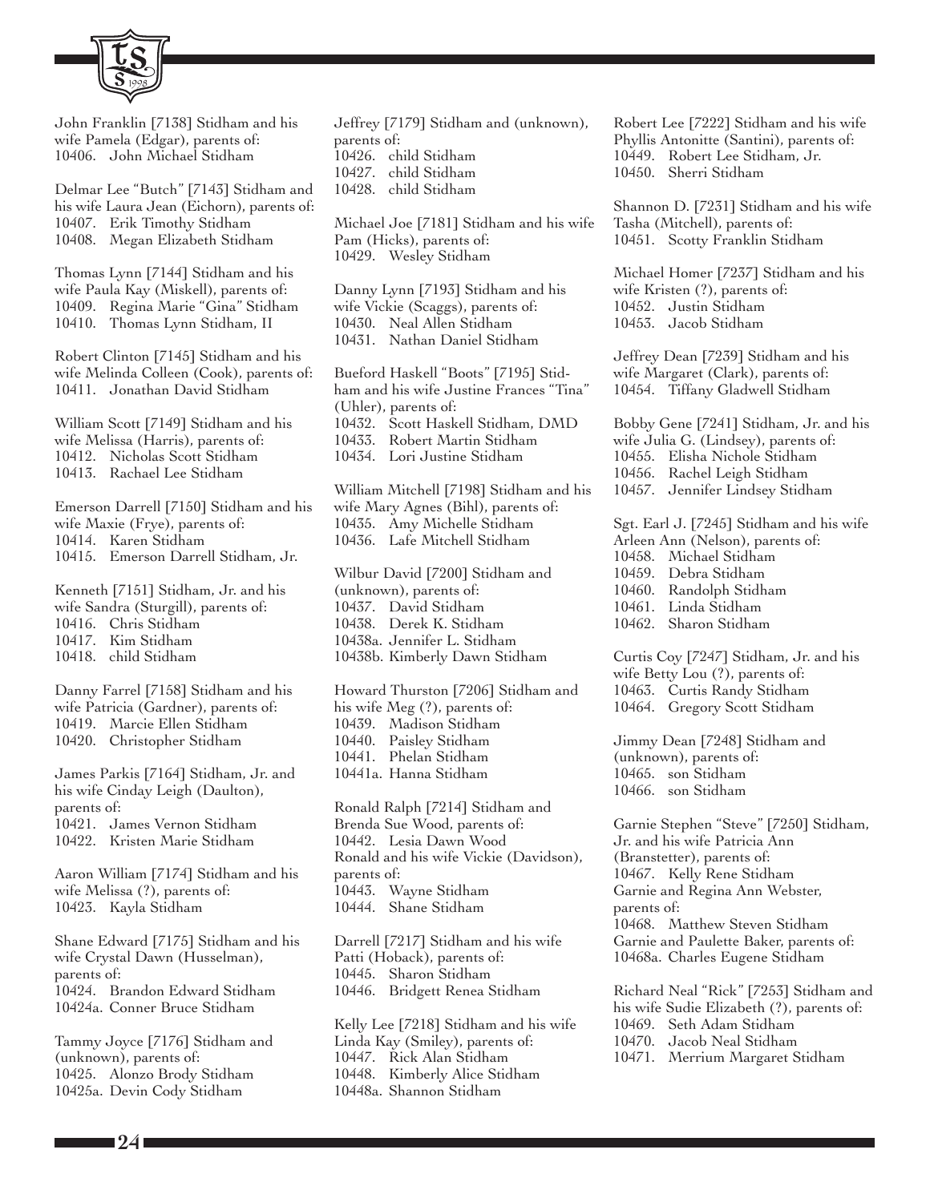John Franklin [7138] Stidham and his wife Pamela (Edgar), parents of:
10406. John Michael Stidham

Delmar Lee "Butch" [7143] Stidham and his wife Laura Jean (Eichorn), parents of:
10407. Erik Timothy Stidham
10408. Megan Elizabeth Stidham

Thomas Lynn [7144] Stidham and his wife Paula Kay (Miskell), parents of:
10409. Regina Marie "Gina" Stidham
10410. Thomas Lynn Stidham, II

Robert Clinton [7145] Stidham and his wife Melinda Colleen (Cook), parents of:
10411. Jonathan David Stidham

William Scott [7149] Stidham and his wife Melissa (Harris), parents of:
10412. Nicholas Scott Stidham
10413. Rachael Lee Stidham

Emerson Darrell [7150] Stidham and his wife Maxie (Frye), parents of:
10414. Karen Stidham
10415. Emerson Darrell Stidham, Jr.

Kenneth [7151] Stidham, Jr. and his wife Sandra (Sturgill), parents of:
10416. Chris Stidham
10417. Kim Stidham
10418. child Stidham

Danny Farrel [7158] Stidham and his wife Patricia (Gardner), parents of:
10419. Marcie Ellen Stidham
10420. Christopher Stidham

James Parkis [7164] Stidham, Jr. and his wife Cinday Leigh (Daulton), parents of:
10421. James Vernon Stidham
10422. Kristen Marie Stidham

Aaron William [7174] Stidham and his wife Melissa (?), parents of:
10423. Kayla Stidham

Shane Edward [7175] Stidham and his wife Crystal Dawn (Husselman), parents of:
10424. Brandon Edward Stidham
10424a. Conner Bruce Stidham

Tammy Joyce [7176] Stidham and (unknown), parents of:
10425. Alonzo Brody Stidham
10425a. Devin Cody Stidham

Jeffrey [7179] Stidham and (unknown), parents of:
10426. child Stidham
10427. child Stidham
10428. child Stidham

Michael Joe [7181] Stidham and his wife Pam (Hicks), parents of:
10429. Wesley Stidham

Danny Lynn [7193] Stidham and his wife Vickie (Scaggs), parents of:
10430. Neal Allen Stidham
10431. Nathan Daniel Stidham

Bueford Haskell "Boots" [7195] Stidham and his wife Justine Frances "Tina" (Uhler), parents of:
10432. Scott Haskell Stidham, DMD
10433. Robert Martin Stidham
10434. Lori Justine Stidham

William Mitchell [7198] Stidham and his wife Mary Agnes (Bihl), parents of:
10435. Amy Michelle Stidham
10436. Lafe Mitchell Stidham

Wilbur David [7200] Stidham and (unknown), parents of:
10437. David Stidham
10438. Derek K. Stidham
10438a. Jennifer L. Stidham
10438b. Kimberly Dawn Stidham

Howard Thurston [7206] Stidham and his wife Meg (?), parents of:
10439. Madison Stidham
10440. Paisley Stidham
10441. Phelan Stidham
10441a. Hanna Stidham

Ronald Ralph [7214] Stidham and Brenda Sue Wood, parents of:
10442. Lesia Dawn Wood
Ronald and his wife Vickie (Davidson), parents of:
10443. Wayne Stidham
10444. Shane Stidham

Darrell [7217] Stidham and his wife Patti (Hoback), parents of:
10445. Sharon Stidham
10446. Bridgett Renea Stidham

Kelly Lee [7218] Stidham and his wife Linda Kay (Smiley), parents of:
10447. Rick Alan Stidham
10448. Kimberly Alice Stidham
10448a. Shannon Stidham

Robert Lee [7222] Stidham and his wife Phyllis Antonitte (Santini), parents of:
10449. Robert Lee Stidham, Jr.
10450. Sherri Stidham

Shannon D. [7231] Stidham and his wife Tasha (Mitchell), parents of:
10451. Scotty Franklin Stidham

Michael Homer [7237] Stidham and his wife Kristen (?), parents of:
10452. Justin Stidham
10453. Jacob Stidham

Jeffrey Dean [7239] Stidham and his wife Margaret (Clark), parents of:
10454. Tiffany Gladwell Stidham

Bobby Gene [7241] Stidham, Jr. and his wife Julia G. (Lindsey), parents of:
10455. Elisha Nichole Stidham
10456. Rachel Leigh Stidham
10457. Jennifer Lindsey Stidham

Sgt. Earl J. [7245] Stidham and his wife Arleen Ann (Nelson), parents of:
10458. Michael Stidham
10459. Debra Stidham
10460. Randolph Stidham
10461. Linda Stidham
10462. Sharon Stidham

Curtis Coy [7247] Stidham, Jr. and his wife Betty Lou (?), parents of:
10463. Curtis Randy Stidham
10464. Gregory Scott Stidham

Jimmy Dean [7248] Stidham and (unknown), parents of:
10465. son Stidham
10466. son Stidham

Garnie Stephen "Steve" [7250] Stidham, Jr. and his wife Patricia Ann (Branstetter), parents of:
10467. Kelly Rene Stidham
Garnie and Regina Ann Webster, parents of:
10468. Matthew Steven Stidham
Garnie and Paulette Baker, parents of:
10468a. Charles Eugene Stidham

Richard Neal "Rick" [7253] Stidham and his wife Sudie Elizabeth (?), parents of:
10469. Seth Adam Stidham
10470. Jacob Neal Stidham
10471. Merrium Margaret Stidham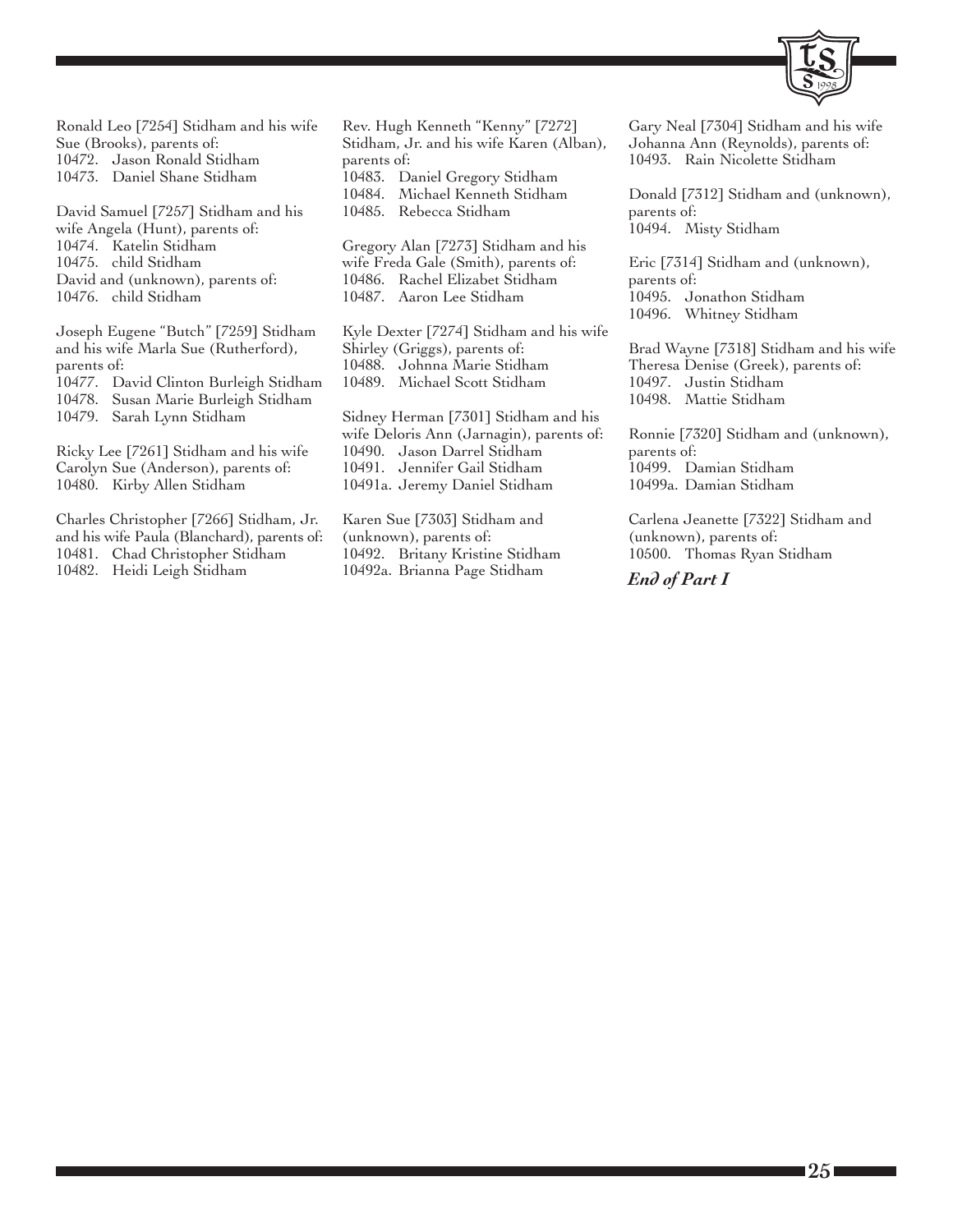Ronald Leo [7254] Stidham and his wife Sue (Brooks), parents of:
10472. Jason Ronald Stidham
10473. Daniel Shane Stidham

David Samuel [7257] Stidham and his wife Angela (Hunt), parents of:
10474. Katelin Stidham
10475. child Stidham
David and (unknown), parents of:
10476. child Stidham

Joseph Eugene "Butch" [7259] Stidham and his wife Marla Sue (Rutherford), parents of:
10477. David Clinton Burleigh Stidham
10478. Susan Marie Burleigh Stidham
10479. Sarah Lynn Stidham

Ricky Lee [7261] Stidham and his wife Carolyn Sue (Anderson), parents of:
10480. Kirby Allen Stidham

Charles Christopher [7266] Stidham, Jr. and his wife Paula (Blanchard), parents of:
10481. Chad Christopher Stidham
10482. Heidi Leigh Stidham

Rev. Hugh Kenneth "Kenny" [7272] Stidham, Jr. and his wife Karen (Alban), parents of:
10483. Daniel Gregory Stidham
10484. Michael Kenneth Stidham
10485. Rebecca Stidham

Gregory Alan [7273] Stidham and his wife Freda Gale (Smith), parents of:
10486. Rachel Elizabet Stidham
10487. Aaron Lee Stidham

Kyle Dexter [7274] Stidham and his wife Shirley (Griggs), parents of:
10488. Johnna Marie Stidham
10489. Michael Scott Stidham

Sidney Herman [7301] Stidham and his wife Deloris Ann (Jarnagin), parents of:
10490. Jason Darrel Stidham
10491. Jennifer Gail Stidham
10491a. Jeremy Daniel Stidham

Karen Sue [7303] Stidham and (unknown), parents of:
10492. Britany Kristine Stidham
10492a. Brianna Page Stidham

Gary Neal [7304] Stidham and his wife Johanna Ann (Reynolds), parents of:
10493. Rain Nicolette Stidham

Donald [7312] Stidham and (unknown), parents of:
10494. Misty Stidham

Eric [7314] Stidham and (unknown), parents of:
10495. Jonathon Stidham
10496. Whitney Stidham

Brad Wayne [7318] Stidham and his wife Theresa Denise (Greek), parents of:
10497. Justin Stidham
10498. Mattie Stidham

Ronnie [7320] Stidham and (unknown), parents of:
10499. Damian Stidham
10499a. Damian Stidham

Carlena Jeanette [7322] Stidham and (unknown), parents of:
10500. Thomas Ryan Stidham

***End of Part I***